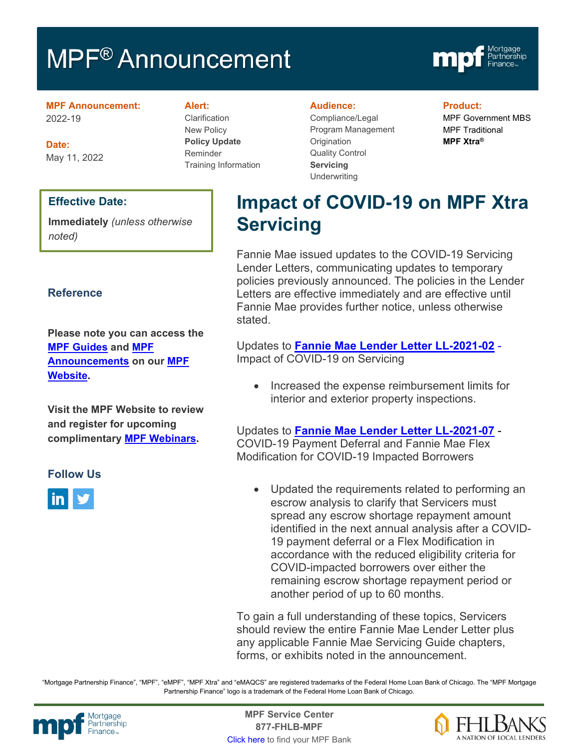# MPF® Announcement

**MPF Announcement:**
2022-19

**Date:**
May 11, 2022

**Alert:**
Clarification
New Policy
**Policy Update**
Reminder
Training Information

**Audience:**
Compliance/Legal
Program Management
Origination
Quality Control
**Servicing**
Underwriting

**Product:**
MPF Government MBS
MPF Traditional
**MPF Xtra®**

**Effective Date:**

**Immediately** *(unless otherwise noted)*

## Impact of COVID-19 on MPF Xtra Servicing

Fannie Mae issued updates to the COVID-19 Servicing Lender Letters, communicating updates to temporary policies previously announced. The policies in the Lender Letters are effective immediately and are effective until Fannie Mae provides further notice, unless otherwise stated.

Updates to **Fannie Mae Lender Letter LL-2021-02** - Impact of COVID-19 on Servicing

- Increased the expense reimbursement limits for interior and exterior property inspections.

Updates to **Fannie Mae Lender Letter LL-2021-07** - COVID-19 Payment Deferral and Fannie Mae Flex Modification for COVID-19 Impacted Borrowers

- Updated the requirements related to performing an escrow analysis to clarify that Servicers must spread any escrow shortage repayment amount identified in the next annual analysis after a COVID-19 payment deferral or a Flex Modification in accordance with the reduced eligibility criteria for COVID-impacted borrowers over either the remaining escrow shortage repayment period or another period of up to 60 months.

To gain a full understanding of these topics, Servicers should review the entire Fannie Mae Lender Letter plus any applicable Fannie Mae Servicing Guide chapters, forms, or exhibits noted in the announcement.

### Reference

**Please note you can access the MPF Guides and MPF Announcements on our MPF Website.**

**Visit the MPF Website to review and register for upcoming complimentary MPF Webinars.**

### Follow Us

"Mortgage Partnership Finance", "MPF", "eMPF", "MPF Xtra" and "eMAQCS" are registered trademarks of the Federal Home Loan Bank of Chicago. The "MPF Mortgage Partnership Finance" logo is a trademark of the Federal Home Loan Bank of Chicago.

**MPF Service Center**
**877-FHLB-MPF**
Click here to find your MPF Bank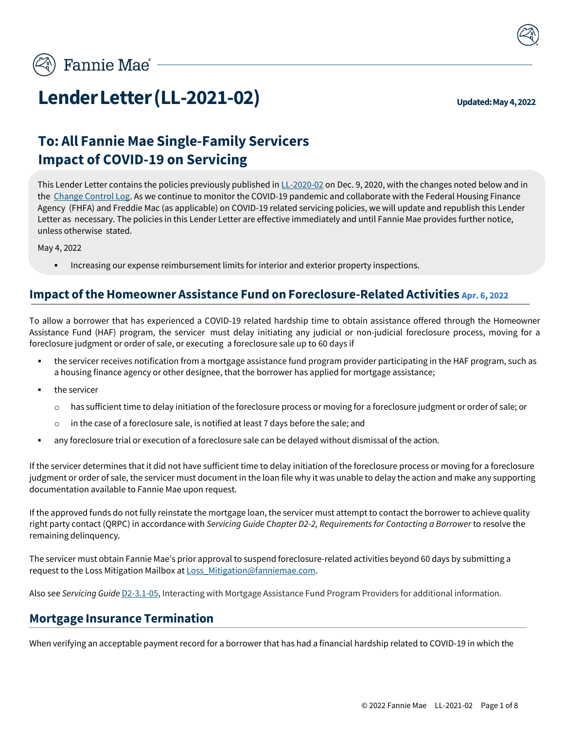# Lender Letter (LL-2021-02)

**Updated: May 4, 2022**

## To: All Fannie Mae Single-Family Servicers
## Impact of COVID-19 on Servicing

This Lender Letter contains the policies previously published in [LL-2020-02](LL-2020-02) on Dec. 9, 2020, with the changes noted below and in the [Change Control Log](Change Control Log). As we continue to monitor the COVID-19 pandemic and collaborate with the Federal Housing Finance Agency (FHFA) and Freddie Mac (as applicable) on COVID-19 related servicing policies, we will update and republish this Lender Letter as necessary. The policies in this Lender Letter are effective immediately and until Fannie Mae provides further notice, unless otherwise stated.

May 4, 2022

- Increasing our expense reimbursement limits for interior and exterior property inspections.

## Impact of the Homeowner Assistance Fund on Foreclosure-Related Activities Apr. 6, 2022

To allow a borrower that has experienced a COVID-19 related hardship time to obtain assistance offered through the Homeowner Assistance Fund (HAF) program, the servicer must delay initiating any judicial or non-judicial foreclosure process, moving for a foreclosure judgment or order of sale, or executing a foreclosure sale up to 60 days if

- the servicer receives notification from a mortgage assistance fund program provider participating in the HAF program, such as a housing finance agency or other designee, that the borrower has applied for mortgage assistance;
- the servicer
  - has sufficient time to delay initiation of the foreclosure process or moving for a foreclosure judgment or order of sale; or
  - in the case of a foreclosure sale, is notified at least 7 days before the sale; and
- any foreclosure trial or execution of a foreclosure sale can be delayed without dismissal of the action.

If the servicer determines that it did not have sufficient time to delay initiation of the foreclosure process or moving for a foreclosure judgment or order of sale, the servicer must document in the loan file why it was unable to delay the action and make any supporting documentation available to Fannie Mae upon request.

If the approved funds do not fully reinstate the mortgage loan, the servicer must attempt to contact the borrower to achieve quality right party contact (QRPC) in accordance with *Servicing Guide Chapter D2-2, Requirements for Contacting a Borrower* to resolve the remaining delinquency.

The servicer must obtain Fannie Mae's prior approval to suspend foreclosure-related activities beyond 60 days by submitting a request to the Loss Mitigation Mailbox at [Loss_Mitigation@fanniemae.com](mailto:Loss_Mitigation@fanniemae.com).

Also see *Servicing Guide* [D2-3.1-05](D2-3.1-05), Interacting with Mortgage Assistance Fund Program Providers for additional information.

## Mortgage Insurance Termination

When verifying an acceptable payment record for a borrower that has had a financial hardship related to COVID-19 in which the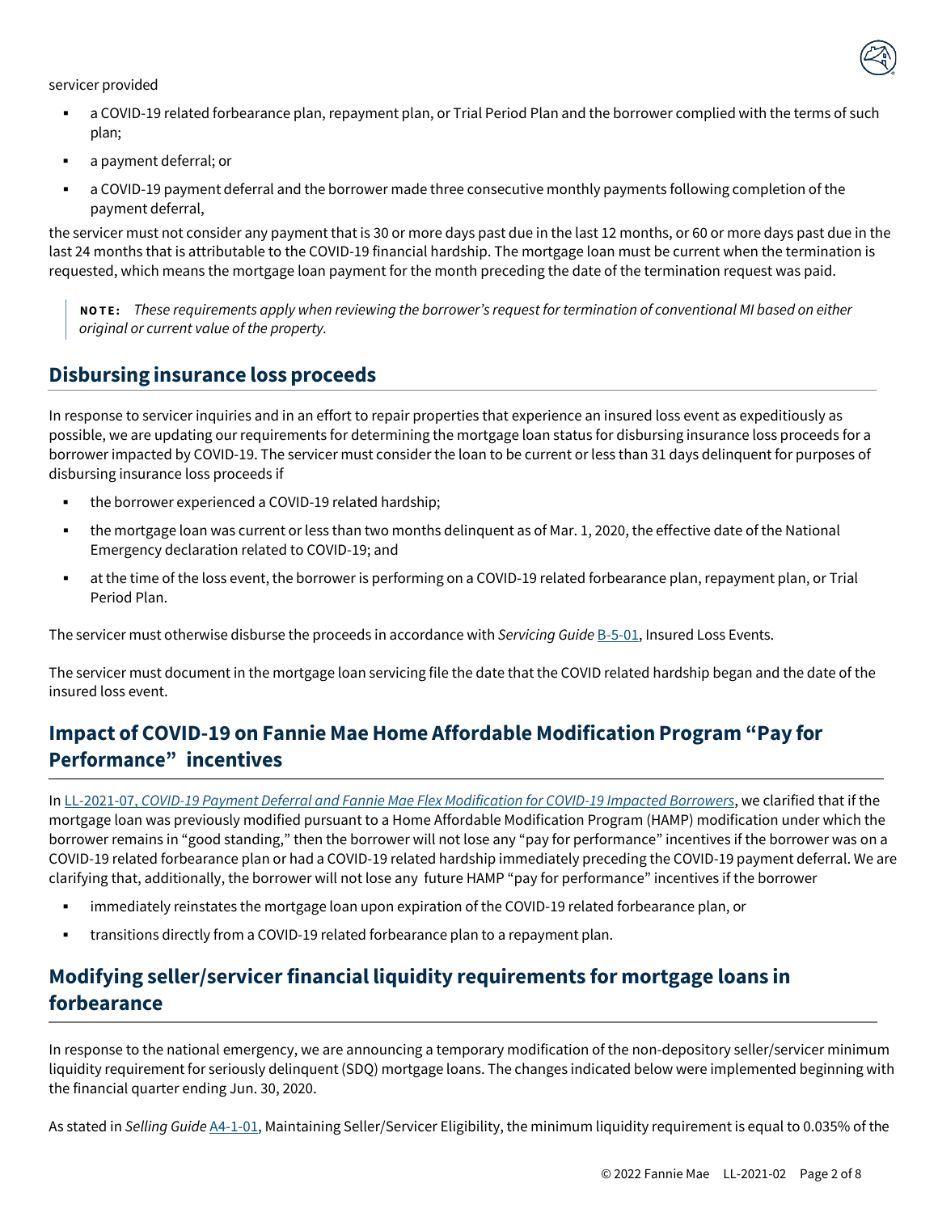servicer provided

- a COVID-19 related forbearance plan, repayment plan, or Trial Period Plan and the borrower complied with the terms of such plan;
- a payment deferral; or
- a COVID-19 payment deferral and the borrower made three consecutive monthly payments following completion of the payment deferral,

the servicer must not consider any payment that is 30 or more days past due in the last 12 months, or 60 or more days past due in the last 24 months that is attributable to the COVID-19 financial hardship. The mortgage loan must be current when the termination is requested, which means the mortgage loan payment for the month preceding the date of the termination request was paid.

> **NOTE:** *These requirements apply when reviewing the borrower's request for termination of conventional MI based on either original or current value of the property.*

## Disbursing insurance loss proceeds

In response to servicer inquiries and in an effort to repair properties that experience an insured loss event as expeditiously as possible, we are updating our requirements for determining the mortgage loan status for disbursing insurance loss proceeds for a borrower impacted by COVID-19. The servicer must consider the loan to be current or less than 31 days delinquent for purposes of disbursing insurance loss proceeds if

- the borrower experienced a COVID-19 related hardship;
- the mortgage loan was current or less than two months delinquent as of Mar. 1, 2020, the effective date of the National Emergency declaration related to COVID-19; and
- at the time of the loss event, the borrower is performing on a COVID-19 related forbearance plan, repayment plan, or Trial Period Plan.

The servicer must otherwise disburse the proceeds in accordance with *Servicing Guide* B-5-01, Insured Loss Events.

The servicer must document in the mortgage loan servicing file the date that the COVID related hardship began and the date of the insured loss event.

## Impact of COVID-19 on Fannie Mae Home Affordable Modification Program "Pay for Performance" incentives

In LL-2021-07, *COVID-19 Payment Deferral and Fannie Mae Flex Modification for COVID-19 Impacted Borrowers*, we clarified that if the mortgage loan was previously modified pursuant to a Home Affordable Modification Program (HAMP) modification under which the borrower remains in "good standing," then the borrower will not lose any "pay for performance" incentives if the borrower was on a COVID-19 related forbearance plan or had a COVID-19 related hardship immediately preceding the COVID-19 payment deferral. We are clarifying that, additionally, the borrower will not lose any future HAMP "pay for performance" incentives if the borrower

- immediately reinstates the mortgage loan upon expiration of the COVID-19 related forbearance plan, or
- transitions directly from a COVID-19 related forbearance plan to a repayment plan.

## Modifying seller/servicer financial liquidity requirements for mortgage loans in forbearance

In response to the national emergency, we are announcing a temporary modification of the non-depository seller/servicer minimum liquidity requirement for seriously delinquent (SDQ) mortgage loans. The changes indicated below were implemented beginning with the financial quarter ending Jun. 30, 2020.

As stated in *Selling Guide* A4-1-01, Maintaining Seller/Servicer Eligibility, the minimum liquidity requirement is equal to 0.035% of the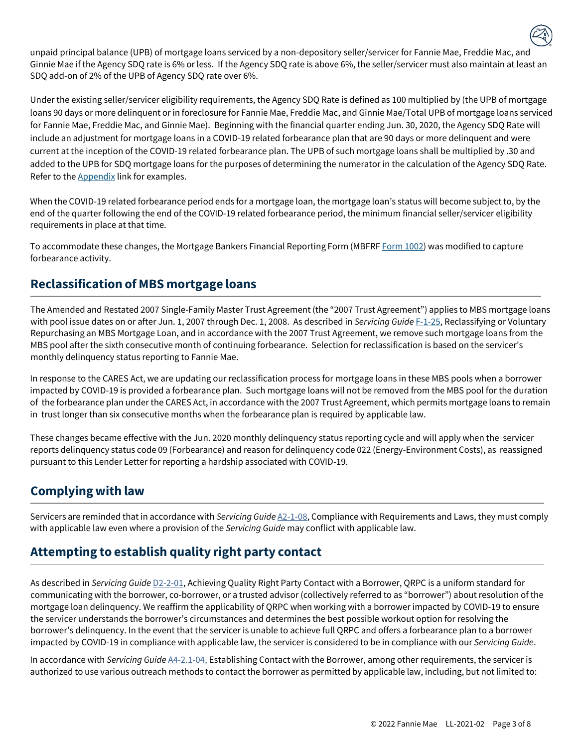unpaid principal balance (UPB) of mortgage loans serviced by a non-depository seller/servicer for Fannie Mae, Freddie Mac, and Ginnie Mae if the Agency SDQ rate is 6% or less. If the Agency SDQ rate is above 6%, the seller/servicer must also maintain at least an SDQ add-on of 2% of the UPB of Agency SDQ rate over 6%.

Under the existing seller/servicer eligibility requirements, the Agency SDQ Rate is defined as 100 multiplied by (the UPB of mortgage loans 90 days or more delinquent or in foreclosure for Fannie Mae, Freddie Mac, and Ginnie Mae/Total UPB of mortgage loans serviced for Fannie Mae, Freddie Mac, and Ginnie Mae). Beginning with the financial quarter ending Jun. 30, 2020, the Agency SDQ Rate will include an adjustment for mortgage loans in a COVID-19 related forbearance plan that are 90 days or more delinquent and were current at the inception of the COVID-19 related forbearance plan. The UPB of such mortgage loans shall be multiplied by .30 and added to the UPB for SDQ mortgage loans for the purposes of determining the numerator in the calculation of the Agency SDQ Rate. Refer to the Appendix link for examples.

When the COVID-19 related forbearance period ends for a mortgage loan, the mortgage loan's status will become subject to, by the end of the quarter following the end of the COVID-19 related forbearance period, the minimum financial seller/servicer eligibility requirements in place at that time.

To accommodate these changes, the Mortgage Bankers Financial Reporting Form (MBFRF Form 1002) was modified to capture forbearance activity.

## Reclassification of MBS mortgage loans

The Amended and Restated 2007 Single-Family Master Trust Agreement (the "2007 Trust Agreement") applies to MBS mortgage loans with pool issue dates on or after Jun. 1, 2007 through Dec. 1, 2008. As described in *Servicing Guide* F-1-25, Reclassifying or Voluntary Repurchasing an MBS Mortgage Loan, and in accordance with the 2007 Trust Agreement, we remove such mortgage loans from the MBS pool after the sixth consecutive month of continuing forbearance. Selection for reclassification is based on the servicer's monthly delinquency status reporting to Fannie Mae.

In response to the CARES Act, we are updating our reclassification process for mortgage loans in these MBS pools when a borrower impacted by COVID-19 is provided a forbearance plan. Such mortgage loans will not be removed from the MBS pool for the duration of the forbearance plan under the CARES Act, in accordance with the 2007 Trust Agreement, which permits mortgage loans to remain in trust longer than six consecutive months when the forbearance plan is required by applicable law.

These changes became effective with the Jun. 2020 monthly delinquency status reporting cycle and will apply when the servicer reports delinquency status code 09 (Forbearance) and reason for delinquency code 022 (Energy-Environment Costs), as reassigned pursuant to this Lender Letter for reporting a hardship associated with COVID-19.

## Complying with law

Servicers are reminded that in accordance with *Servicing Guide* A2-1-08, Compliance with Requirements and Laws, they must comply with applicable law even where a provision of the *Servicing Guide* may conflict with applicable law.

## Attempting to establish quality right party contact

As described in *Servicing Guide* D2-2-01, Achieving Quality Right Party Contact with a Borrower, QRPC is a uniform standard for communicating with the borrower, co-borrower, or a trusted advisor (collectively referred to as "borrower") about resolution of the mortgage loan delinquency. We reaffirm the applicability of QRPC when working with a borrower impacted by COVID-19 to ensure the servicer understands the borrower's circumstances and determines the best possible workout option for resolving the borrower's delinquency. In the event that the servicer is unable to achieve full QRPC and offers a forbearance plan to a borrower impacted by COVID-19 in compliance with applicable law, the servicer is considered to be in compliance with our *Servicing Guide*.

In accordance with *Servicing Guide* A4-2.1-04, Establishing Contact with the Borrower, among other requirements, the servicer is authorized to use various outreach methods to contact the borrower as permitted by applicable law, including, but not limited to: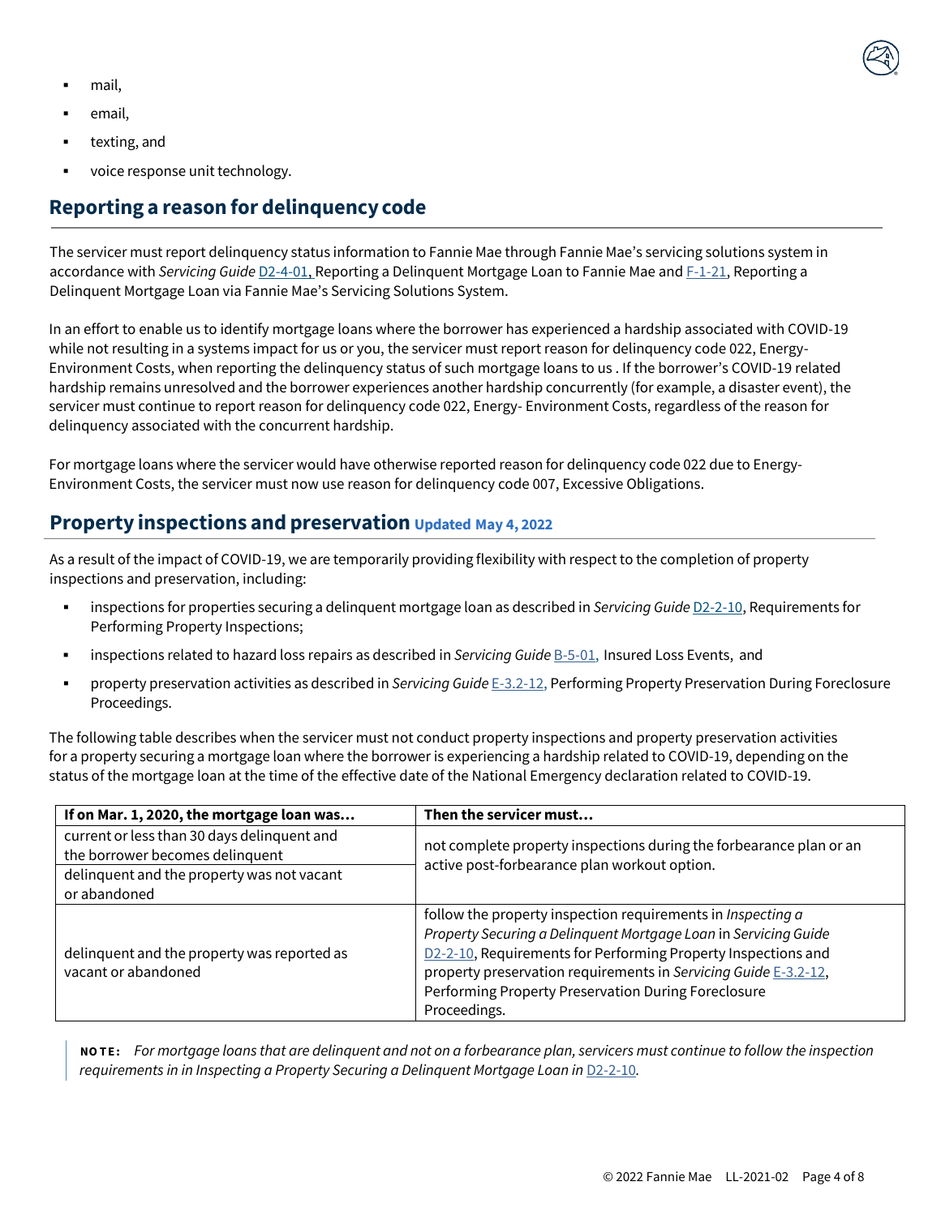- mail,
- email,
- texting, and
- voice response unit technology.

## Reporting a reason for delinquency code

The servicer must report delinquency status information to Fannie Mae through Fannie Mae's servicing solutions system in accordance with *Servicing Guide* D2-4-01, Reporting a Delinquent Mortgage Loan to Fannie Mae and F-1-21, Reporting a Delinquent Mortgage Loan via Fannie Mae's Servicing Solutions System.

In an effort to enable us to identify mortgage loans where the borrower has experienced a hardship associated with COVID-19 while not resulting in a systems impact for us or you, the servicer must report reason for delinquency code 022, Energy-Environment Costs, when reporting the delinquency status of such mortgage loans to us . If the borrower's COVID-19 related hardship remains unresolved and the borrower experiences another hardship concurrently (for example, a disaster event), the servicer must continue to report reason for delinquency code 022, Energy- Environment Costs, regardless of the reason for delinquency associated with the concurrent hardship.

For mortgage loans where the servicer would have otherwise reported reason for delinquency code 022 due to Energy-Environment Costs, the servicer must now use reason for delinquency code 007, Excessive Obligations.

## Property inspections and preservation Updated May 4, 2022

As a result of the impact of COVID-19, we are temporarily providing flexibility with respect to the completion of property inspections and preservation, including:

- inspections for properties securing a delinquent mortgage loan as described in *Servicing Guide* D2-2-10, Requirements for Performing Property Inspections;
- inspections related to hazard loss repairs as described in *Servicing Guide* B-5-01, Insured Loss Events, and
- property preservation activities as described in *Servicing Guide* E-3.2-12, Performing Property Preservation During Foreclosure Proceedings.

The following table describes when the servicer must not conduct property inspections and property preservation activities for a property securing a mortgage loan where the borrower is experiencing a hardship related to COVID-19, depending on the status of the mortgage loan at the time of the effective date of the National Emergency declaration related to COVID-19.

| If on Mar. 1, 2020, the mortgage loan was… | Then the servicer must… |
|---|---|
| current or less than 30 days delinquent and the borrower becomes delinquent | not complete property inspections during the forbearance plan or an active post-forbearance plan workout option. |
| delinquent and the property was not vacant or abandoned | |
| delinquent and the property was reported as vacant or abandoned | follow the property inspection requirements in *Inspecting a Property Securing a Delinquent Mortgage Loan* in *Servicing Guide* D2-2-10, Requirements for Performing Property Inspections and property preservation requirements in *Servicing Guide* E-3.2-12, Performing Property Preservation During Foreclosure Proceedings. |

> **NOTE:** *For mortgage loans that are delinquent and not on a forbearance plan, servicers must continue to follow the inspection requirements in in Inspecting a Property Securing a Delinquent Mortgage Loan in* D2-2-10*.*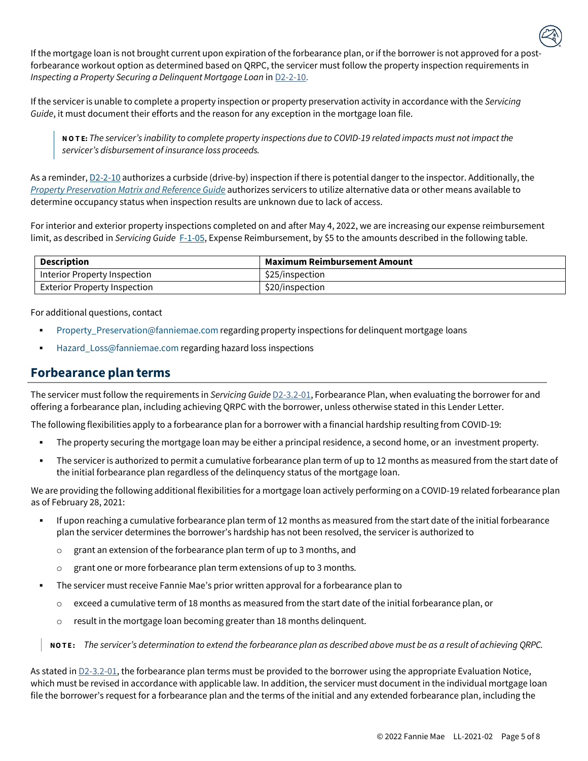If the mortgage loan is not brought current upon expiration of the forbearance plan, or if the borrower is not approved for a post-forbearance workout option as determined based on QRPC, the servicer must follow the property inspection requirements in *Inspecting a Property Securing a Delinquent Mortgage Loan* in D2-2-10.

If the servicer is unable to complete a property inspection or property preservation activity in accordance with the *Servicing Guide*, it must document their efforts and the reason for any exception in the mortgage loan file.

> **NOTE:** *The servicer's inability to complete property inspections due to COVID-19 related impacts must not impact the servicer's disbursement of insurance loss proceeds.*

As a reminder, D2-2-10 authorizes a curbside (drive-by) inspection if there is potential danger to the inspector. Additionally, the *Property Preservation Matrix and Reference Guide* authorizes servicers to utilize alternative data or other means available to determine occupancy status when inspection results are unknown due to lack of access.

For interior and exterior property inspections completed on and after May 4, 2022, we are increasing our expense reimbursement limit, as described in *Servicing Guide* F-1-05, Expense Reimbursement, by $5 to the amounts described in the following table.

| Description | Maximum Reimbursement Amount |
|---|---|
| Interior Property Inspection | $25/inspection |
| Exterior Property Inspection | $20/inspection |

For additional questions, contact

- Property_Preservation@fanniemae.com regarding property inspections for delinquent mortgage loans
- Hazard_Loss@fanniemae.com regarding hazard loss inspections

## Forbearance plan terms

The servicer must follow the requirements in *Servicing Guide* D2-3.2-01, Forbearance Plan, when evaluating the borrower for and offering a forbearance plan, including achieving QRPC with the borrower, unless otherwise stated in this Lender Letter.

The following flexibilities apply to a forbearance plan for a borrower with a financial hardship resulting from COVID-19:

- The property securing the mortgage loan may be either a principal residence, a second home, or an investment property.
- The servicer is authorized to permit a cumulative forbearance plan term of up to 12 months as measured from the start date of the initial forbearance plan regardless of the delinquency status of the mortgage loan.

We are providing the following additional flexibilities for a mortgage loan actively performing on a COVID-19 related forbearance plan as of February 28, 2021:

- If upon reaching a cumulative forbearance plan term of 12 months as measured from the start date of the initial forbearance plan the servicer determines the borrower's hardship has not been resolved, the servicer is authorized to
  - grant an extension of the forbearance plan term of up to 3 months, and
  - grant one or more forbearance plan term extensions of up to 3 months.
- The servicer must receive Fannie Mae's prior written approval for a forbearance plan to
  - exceed a cumulative term of 18 months as measured from the start date of the initial forbearance plan, or
  - result in the mortgage loan becoming greater than 18 months delinquent.

> **NOTE:** *The servicer's determination to extend the forbearance plan as described above must be as a result of achieving QRPC.*

As stated in D2-3.2-01, the forbearance plan terms must be provided to the borrower using the appropriate Evaluation Notice, which must be revised in accordance with applicable law. In addition, the servicer must document in the individual mortgage loan file the borrower's request for a forbearance plan and the terms of the initial and any extended forbearance plan, including the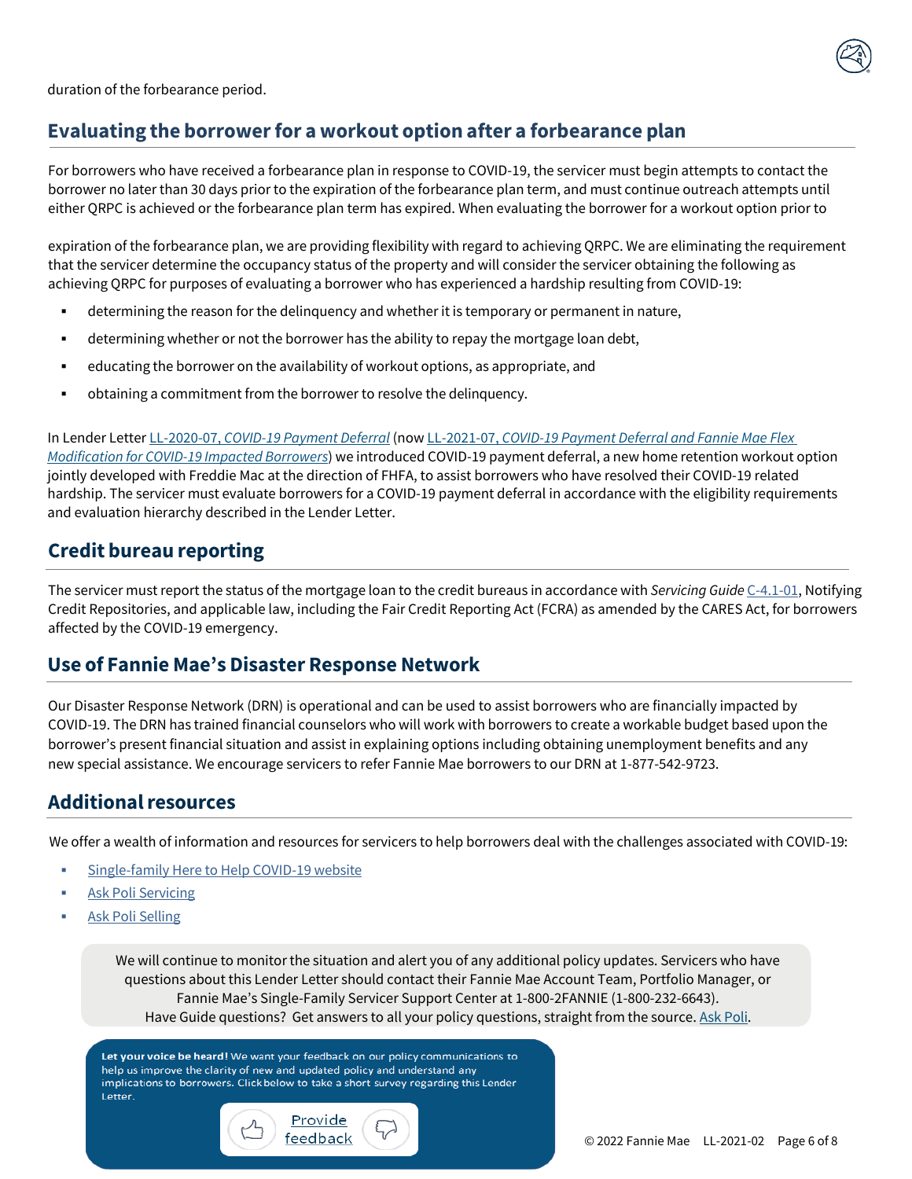duration of the forbearance period.

## Evaluating the borrower for a workout option after a forbearance plan

For borrowers who have received a forbearance plan in response to COVID-19, the servicer must begin attempts to contact the borrower no later than 30 days prior to the expiration of the forbearance plan term, and must continue outreach attempts until either QRPC is achieved or the forbearance plan term has expired. When evaluating the borrower for a workout option prior to expiration of the forbearance plan, we are providing flexibility with regard to achieving QRPC. We are eliminating the requirement that the servicer determine the occupancy status of the property and will consider the servicer obtaining the following as achieving QRPC for purposes of evaluating a borrower who has experienced a hardship resulting from COVID-19:

- determining the reason for the delinquency and whether it is temporary or permanent in nature,
- determining whether or not the borrower has the ability to repay the mortgage loan debt,
- educating the borrower on the availability of workout options, as appropriate, and
- obtaining a commitment from the borrower to resolve the delinquency.

In Lender Letter LL-2020-07, *COVID-19 Payment Deferral* (now LL-2021-07, *COVID-19 Payment Deferral and Fannie Mae Flex Modification for COVID-19 Impacted Borrowers*) we introduced COVID-19 payment deferral, a new home retention workout option jointly developed with Freddie Mac at the direction of FHFA, to assist borrowers who have resolved their COVID-19 related hardship. The servicer must evaluate borrowers for a COVID-19 payment deferral in accordance with the eligibility requirements and evaluation hierarchy described in the Lender Letter.

## Credit bureau reporting

The servicer must report the status of the mortgage loan to the credit bureaus in accordance with *Servicing Guide* C-4.1-01, Notifying Credit Repositories, and applicable law, including the Fair Credit Reporting Act (FCRA) as amended by the CARES Act, for borrowers affected by the COVID-19 emergency.

## Use of Fannie Mae's Disaster Response Network

Our Disaster Response Network (DRN) is operational and can be used to assist borrowers who are financially impacted by COVID-19. The DRN has trained financial counselors who will work with borrowers to create a workable budget based upon the borrower's present financial situation and assist in explaining options including obtaining unemployment benefits and any new special assistance. We encourage servicers to refer Fannie Mae borrowers to our DRN at 1-877-542-9723.

## Additional resources

We offer a wealth of information and resources for servicers to help borrowers deal with the challenges associated with COVID-19:

- Single-family Here to Help COVID-19 website
- Ask Poli Servicing
- Ask Poli Selling

We will continue to monitor the situation and alert you of any additional policy updates. Servicers who have questions about this Lender Letter should contact their Fannie Mae Account Team, Portfolio Manager, or Fannie Mae's Single-Family Servicer Support Center at 1-800-2FANNIE (1-800-232-6643).
Have Guide questions? Get answers to all your policy questions, straight from the source. Ask Poli.

**Let your voice be heard!** We want your feedback on our policy communications to help us improve the clarity of new and updated policy and understand any implications to borrowers. Click below to take a short survey regarding this Lender Letter.

Provide feedback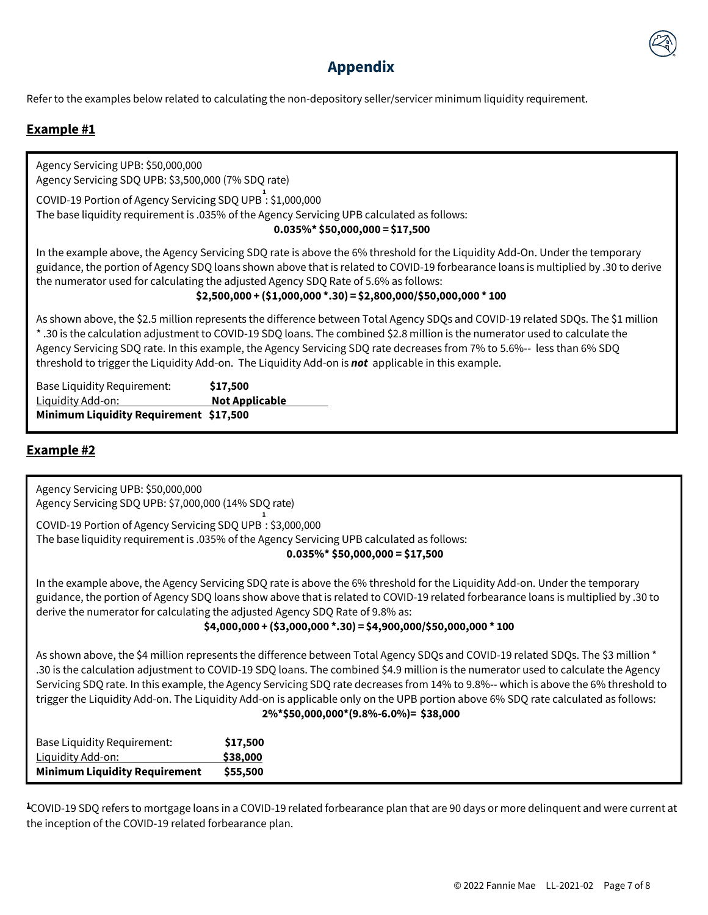# Appendix

Refer to the examples below related to calculating the non-depository seller/servicer minimum liquidity requirement.

## Example #1

Agency Servicing UPB: $50,000,000
Agency Servicing SDQ UPB: $3,500,000 (7% SDQ rate)
COVID-19 Portion of Agency Servicing SDQ UPB[1]: $1,000,000
The base liquidity requirement is .035% of the Agency Servicing UPB calculated as follows:

**0.035%* $50,000,000 = $17,500**

In the example above, the Agency Servicing SDQ rate is above the 6% threshold for the Liquidity Add-On. Under the temporary guidance, the portion of Agency SDQ loans shown above that is related to COVID-19 forbearance loans is multiplied by .30 to derive the numerator used for calculating the adjusted Agency SDQ Rate of 5.6% as follows:

**$2,500,000 + ($1,000,000 *.30) = $2,800,000/$50,000,000 * 100**

As shown above, the $2.5 million represents the difference between Total Agency SDQs and COVID-19 related SDQs. The $1 million * .30 is the calculation adjustment to COVID-19 SDQ loans. The combined $2.8 million is the numerator used to calculate the Agency Servicing SDQ rate. In this example, the Agency Servicing SDQ rate decreases from 7% to 5.6%-- less than 6% SDQ threshold to trigger the Liquidity Add-on. The Liquidity Add-on is ***not*** applicable in this example.

| | |
|---|---|
| Base Liquidity Requirement: | **$17,500** |
| Liquidity Add-on: | **Not Applicable** |
| **Minimum Liquidity Requirement** | **$17,500** |

## Example #2

Agency Servicing UPB: $50,000,000
Agency Servicing SDQ UPB: $7,000,000 (14% SDQ rate)
COVID-19 Portion of Agency Servicing SDQ UPB[1]: $3,000,000
The base liquidity requirement is .035% of the Agency Servicing UPB calculated as follows:

**0.035%* $50,000,000 = $17,500**

In the example above, the Agency Servicing SDQ rate is above the 6% threshold for the Liquidity Add-On. Under the temporary guidance, the portion of Agency SDQ loans show above that is related to COVID-19 related forbearance loans is multiplied by .30 to derive the numerator for calculating the adjusted Agency SDQ Rate of 9.8% as:

**$4,000,000 + ($3,000,000 *.30) = $4,900,000/$50,000,000 * 100**

As shown above, the $4 million represents the difference between Total Agency SDQs and COVID-19 related SDQs. The $3 million * .30 is the calculation adjustment to COVID-19 SDQ loans. The combined $4.9 million is the numerator used to calculate the Agency Servicing SDQ rate. In this example, the Agency Servicing SDQ rate decreases from 14% to 9.8%-- which is above the 6% threshold to trigger the Liquidity Add-on. The Liquidity Add-on is applicable only on the UPB portion above 6% SDQ rate calculated as follows:

**2%*$50,000,000*(9.8%-6.0%)= $38,000**

| | |
|---|---|
| Base Liquidity Requirement: | **$17,500** |
| Liquidity Add-on: | **$38,000** |
| **Minimum Liquidity Requirement** | **$55,500** |

[1] COVID-19 SDQ refers to mortgage loans in a COVID-19 related forbearance plan that are 90 days or more delinquent and were current at the inception of the COVID-19 related forbearance plan.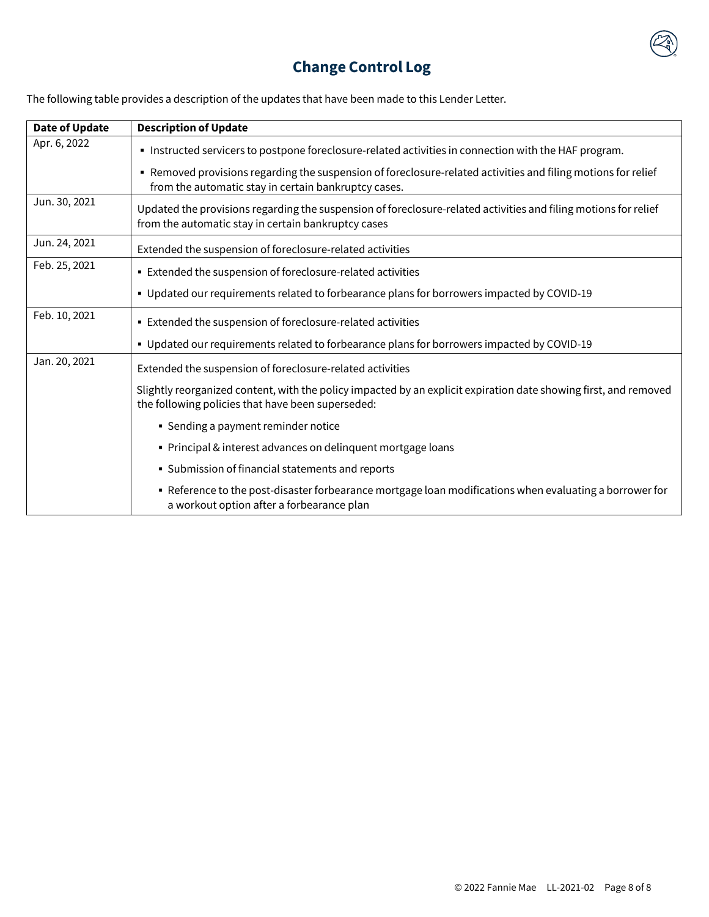# Change Control Log

The following table provides a description of the updates that have been made to this Lender Letter.

| Date of Update | Description of Update |
|---|---|
| Apr. 6, 2022 | ▪ Instructed servicers to postpone foreclosure-related activities in connection with the HAF program.<br>▪ Removed provisions regarding the suspension of foreclosure-related activities and filing motions for relief from the automatic stay in certain bankruptcy cases. |
| Jun. 30, 2021 | Updated the provisions regarding the suspension of foreclosure-related activities and filing motions for relief from the automatic stay in certain bankruptcy cases |
| Jun. 24, 2021 | Extended the suspension of foreclosure-related activities |
| Feb. 25, 2021 | ▪ Extended the suspension of foreclosure-related activities<br>▪ Updated our requirements related to forbearance plans for borrowers impacted by COVID-19 |
| Feb. 10, 2021 | ▪ Extended the suspension of foreclosure-related activities<br>▪ Updated our requirements related to forbearance plans for borrowers impacted by COVID-19 |
| Jan. 20, 2021 | Extended the suspension of foreclosure-related activities<br>Slightly reorganized content, with the policy impacted by an explicit expiration date showing first, and removed the following policies that have been superseded:<br>▪ Sending a payment reminder notice<br>▪ Principal & interest advances on delinquent mortgage loans<br>▪ Submission of financial statements and reports<br>▪ Reference to the post-disaster forbearance mortgage loan modifications when evaluating a borrower for a workout option after a forbearance plan |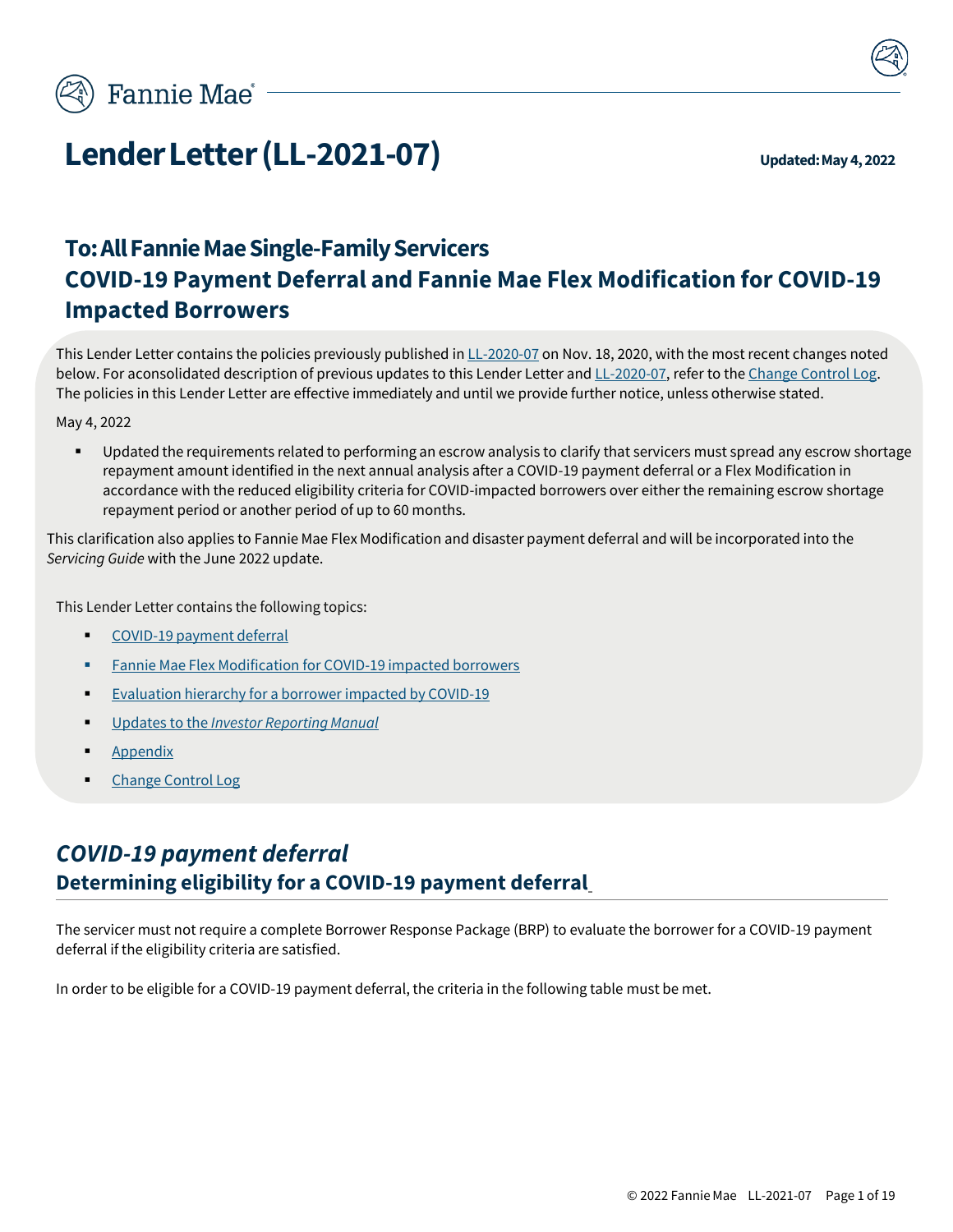# Lender Letter (LL-2021-07)

**Updated: May 4, 2022**

## To: All Fannie Mae Single-Family Servicers

## COVID-19 Payment Deferral and Fannie Mae Flex Modification for COVID-19 Impacted Borrowers

This Lender Letter contains the policies previously published in LL-2020-07 on Nov. 18, 2020, with the most recent changes noted below. For a consolidated description of previous updates to this Lender Letter and LL-2020-07, refer to the Change Control Log. The policies in this Lender Letter are effective immediately and until we provide further notice, unless otherwise stated.

May 4, 2022

- Updated the requirements related to performing an escrow analysis to clarify that servicers must spread any escrow shortage repayment amount identified in the next annual analysis after a COVID-19 payment deferral or a Flex Modification in accordance with the reduced eligibility criteria for COVID-impacted borrowers over either the remaining escrow shortage repayment period or another period of up to 60 months.

This clarification also applies to Fannie Mae Flex Modification and disaster payment deferral and will be incorporated into the *Servicing Guide* with the June 2022 update.

This Lender Letter contains the following topics:

- COVID-19 payment deferral
- Fannie Mae Flex Modification for COVID-19 impacted borrowers
- Evaluation hierarchy for a borrower impacted by COVID-19
- Updates to the *Investor Reporting Manual*
- Appendix
- Change Control Log

## *COVID-19 payment deferral*

### Determining eligibility for a COVID-19 payment deferral

The servicer must not require a complete Borrower Response Package (BRP) to evaluate the borrower for a COVID-19 payment deferral if the eligibility criteria are satisfied.

In order to be eligible for a COVID-19 payment deferral, the criteria in the following table must be met.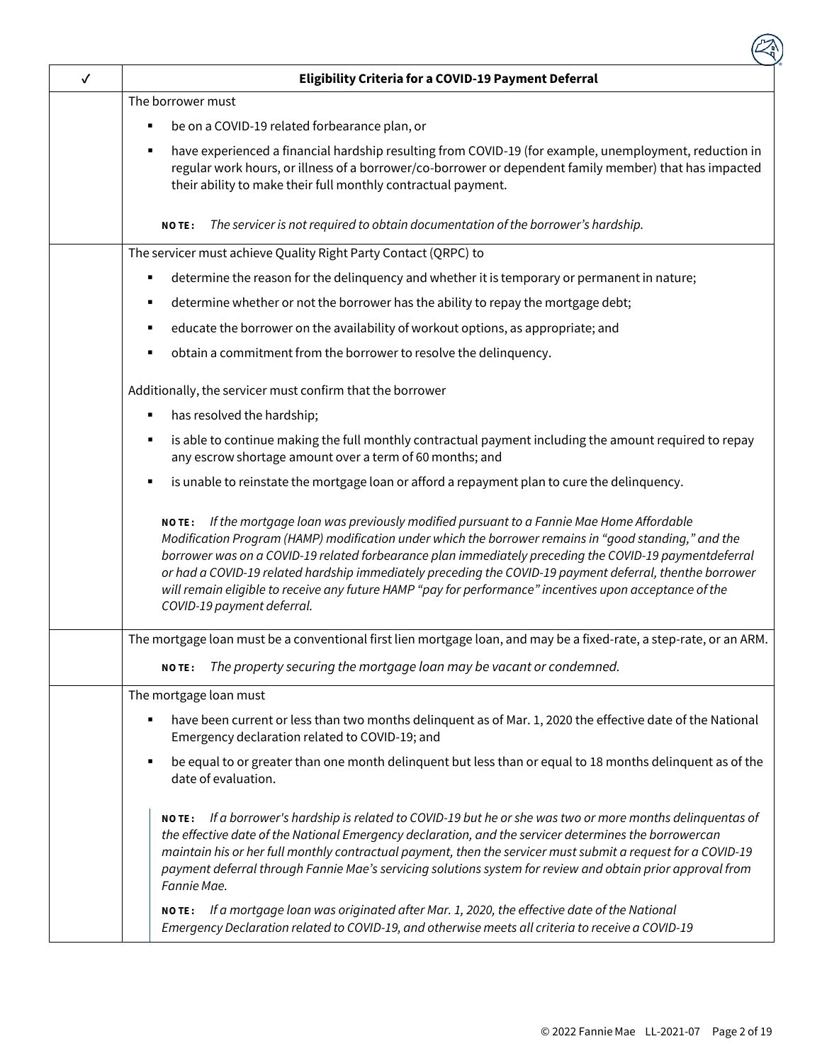| ✓ | Eligibility Criteria for a COVID-19 Payment Deferral |
|---|---|
| | The borrower must<br><br>- be on a COVID-19 related forbearance plan, or<br>- have experienced a financial hardship resulting from COVID-19 (for example, unemployment, reduction in regular work hours, or illness of a borrower/co-borrower or dependent family member) that has impacted their ability to make their full monthly contractual payment.<br><br>**NOTE:** *The servicer is not required to obtain documentation of the borrower's hardship.* |
| | The servicer must achieve Quality Right Party Contact (QRPC) to<br><br>- determine the reason for the delinquency and whether it is temporary or permanent in nature;<br>- determine whether or not the borrower has the ability to repay the mortgage debt;<br>- educate the borrower on the availability of workout options, as appropriate; and<br>- obtain a commitment from the borrower to resolve the delinquency.<br><br>Additionally, the servicer must confirm that the borrower<br><br>- has resolved the hardship;<br>- is able to continue making the full monthly contractual payment including the amount required to repay any escrow shortage amount over a term of 60 months; and<br>- is unable to reinstate the mortgage loan or afford a repayment plan to cure the delinquency.<br><br>**NOTE:** *If the mortgage loan was previously modified pursuant to a Fannie Mae Home Affordable Modification Program (HAMP) modification under which the borrower remains in "good standing," and the borrower was on a COVID-19 related forbearance plan immediately preceding the COVID-19 paymentdeferral or had a COVID-19 related hardship immediately preceding the COVID-19 payment deferral, thenthe borrower will remain eligible to receive any future HAMP "pay for performance" incentives upon acceptance of the COVID-19 payment deferral.* |
| | The mortgage loan must be a conventional first lien mortgage loan, and may be a fixed-rate, a step-rate, or an ARM.<br><br>**NOTE:** *The property securing the mortgage loan may be vacant or condemned.* |
| | The mortgage loan must<br><br>- have been current or less than two months delinquent as of Mar. 1, 2020 the effective date of the National Emergency declaration related to COVID-19; and<br>- be equal to or greater than one month delinquent but less than or equal to 18 months delinquent as of the date of evaluation.<br><br>**NOTE:** *If a borrower's hardship is related to COVID-19 but he or she was two or more months delinquentas of the effective date of the National Emergency declaration, and the servicer determines the borrowercan maintain his or her full monthly contractual payment, then the servicer must submit a request for a COVID-19 payment deferral through Fannie Mae's servicing solutions system for review and obtain prior approval from Fannie Mae.*<br><br>**NOTE:** *If a mortgage loan was originated after Mar. 1, 2020, the effective date of the National Emergency Declaration related to COVID-19, and otherwise meets all criteria to receive a COVID-19* |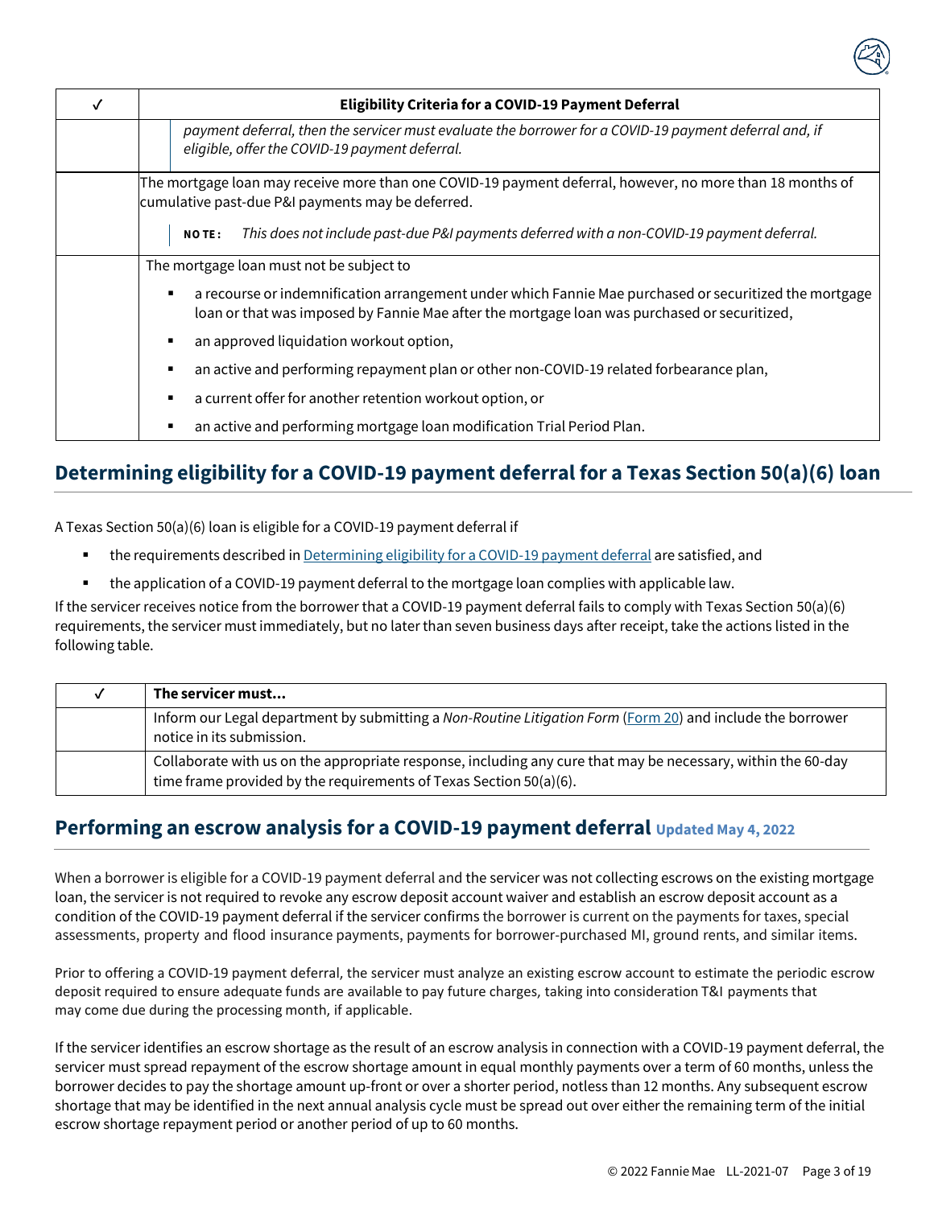| ✓ | Eligibility Criteria for a COVID-19 Payment Deferral |
|---|---|
| | *payment deferral, then the servicer must evaluate the borrower for a COVID-19 payment deferral and, if eligible, offer the COVID-19 payment deferral.* |
| | The mortgage loan may receive more than one COVID-19 payment deferral, however, no more than 18 months of cumulative past-due P&I payments may be deferred. <br><br> **NOTE:** *This does not include past-due P&I payments deferred with a non-COVID-19 payment deferral.* |
| | The mortgage loan must not be subject to <br>▪ a recourse or indemnification arrangement under which Fannie Mae purchased or securitized the mortgage loan or that was imposed by Fannie Mae after the mortgage loan was purchased or securitized, <br>▪ an approved liquidation workout option, <br>▪ an active and performing repayment plan or other non-COVID-19 related forbearance plan, <br>▪ a current offer for another retention workout option, or <br>▪ an active and performing mortgage loan modification Trial Period Plan. |

## Determining eligibility for a COVID-19 payment deferral for a Texas Section 50(a)(6) loan

A Texas Section 50(a)(6) loan is eligible for a COVID-19 payment deferral if

- the requirements described in Determining eligibility for a COVID-19 payment deferral are satisfied, and
- the application of a COVID-19 payment deferral to the mortgage loan complies with applicable law.

If the servicer receives notice from the borrower that a COVID-19 payment deferral fails to comply with Texas Section 50(a)(6) requirements, the servicer must immediately, but no later than seven business days after receipt, take the actions listed in the following table.

| ✓ | The servicer must... |
|---|---|
| | Inform our Legal department by submitting a *Non-Routine Litigation Form* (Form 20) and include the borrower notice in its submission. |
| | Collaborate with us on the appropriate response, including any cure that may be necessary, within the 60-day time frame provided by the requirements of Texas Section 50(a)(6). |

## Performing an escrow analysis for a COVID-19 payment deferral Updated May 4, 2022

When a borrower is eligible for a COVID-19 payment deferral and the servicer was not collecting escrows on the existing mortgage loan, the servicer is not required to revoke any escrow deposit account waiver and establish an escrow deposit account as a condition of the COVID-19 payment deferral if the servicer confirms the borrower is current on the payments for taxes, special assessments, property and flood insurance payments, payments for borrower-purchased MI, ground rents, and similar items.

Prior to offering a COVID-19 payment deferral, the servicer must analyze an existing escrow account to estimate the periodic escrow deposit required to ensure adequate funds are available to pay future charges, taking into consideration T&I payments that may come due during the processing month, if applicable.

If the servicer identifies an escrow shortage as the result of an escrow analysis in connection with a COVID-19 payment deferral, the servicer must spread repayment of the escrow shortage amount in equal monthly payments over a term of 60 months, unless the borrower decides to pay the shortage amount up-front or over a shorter period, notless than 12 months. Any subsequent escrow shortage that may be identified in the next annual analysis cycle must be spread out over either the remaining term of the initial escrow shortage repayment period or another period of up to 60 months.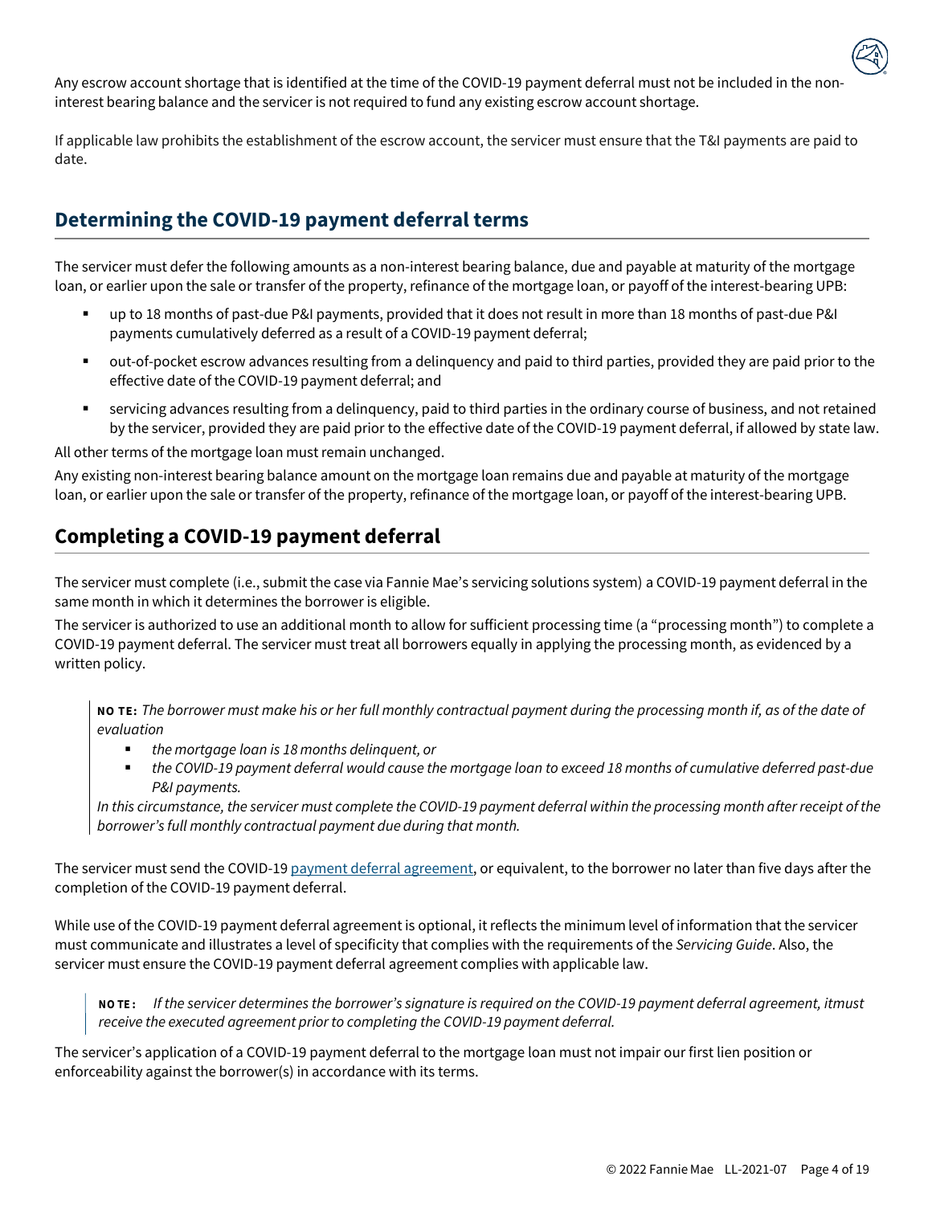Any escrow account shortage that is identified at the time of the COVID-19 payment deferral must not be included in the non-interest bearing balance and the servicer is not required to fund any existing escrow account shortage.

If applicable law prohibits the establishment of the escrow account, the servicer must ensure that the T&I payments are paid to date.

## Determining the COVID-19 payment deferral terms

The servicer must defer the following amounts as a non-interest bearing balance, due and payable at maturity of the mortgage loan, or earlier upon the sale or transfer of the property, refinance of the mortgage loan, or payoff of the interest-bearing UPB:

- up to 18 months of past-due P&I payments, provided that it does not result in more than 18 months of past-due P&I payments cumulatively deferred as a result of a COVID-19 payment deferral;
- out-of-pocket escrow advances resulting from a delinquency and paid to third parties, provided they are paid prior to the effective date of the COVID-19 payment deferral; and
- servicing advances resulting from a delinquency, paid to third parties in the ordinary course of business, and not retained by the servicer, provided they are paid prior to the effective date of the COVID-19 payment deferral, if allowed by state law.

All other terms of the mortgage loan must remain unchanged.

Any existing non-interest bearing balance amount on the mortgage loan remains due and payable at maturity of the mortgage loan, or earlier upon the sale or transfer of the property, refinance of the mortgage loan, or payoff of the interest-bearing UPB.

## Completing a COVID-19 payment deferral

The servicer must complete (i.e., submit the case via Fannie Mae's servicing solutions system) a COVID-19 payment deferral in the same month in which it determines the borrower is eligible.

The servicer is authorized to use an additional month to allow for sufficient processing time (a "processing month") to complete a COVID-19 payment deferral. The servicer must treat all borrowers equally in applying the processing month, as evidenced by a written policy.

> **NOTE:** *The borrower must make his or her full monthly contractual payment during the processing month if, as of the date of evaluation*
>
> - *the mortgage loan is 18 months delinquent, or*
> - *the COVID-19 payment deferral would cause the mortgage loan to exceed 18 months of cumulative deferred past-due P&I payments.*
>
> *In this circumstance, the servicer must complete the COVID-19 payment deferral within the processing month after receipt of the borrower's full monthly contractual payment due during that month.*

The servicer must send the COVID-19 payment deferral agreement, or equivalent, to the borrower no later than five days after the completion of the COVID-19 payment deferral.

While use of the COVID-19 payment deferral agreement is optional, it reflects the minimum level of information that the servicer must communicate and illustrates a level of specificity that complies with the requirements of the *Servicing Guide*. Also, the servicer must ensure the COVID-19 payment deferral agreement complies with applicable law.

> **NOTE:** *If the servicer determines the borrower's signature is required on the COVID-19 payment deferral agreement, itmust receive the executed agreement prior to completing the COVID-19 payment deferral.*

The servicer's application of a COVID-19 payment deferral to the mortgage loan must not impair our first lien position or enforceability against the borrower(s) in accordance with its terms.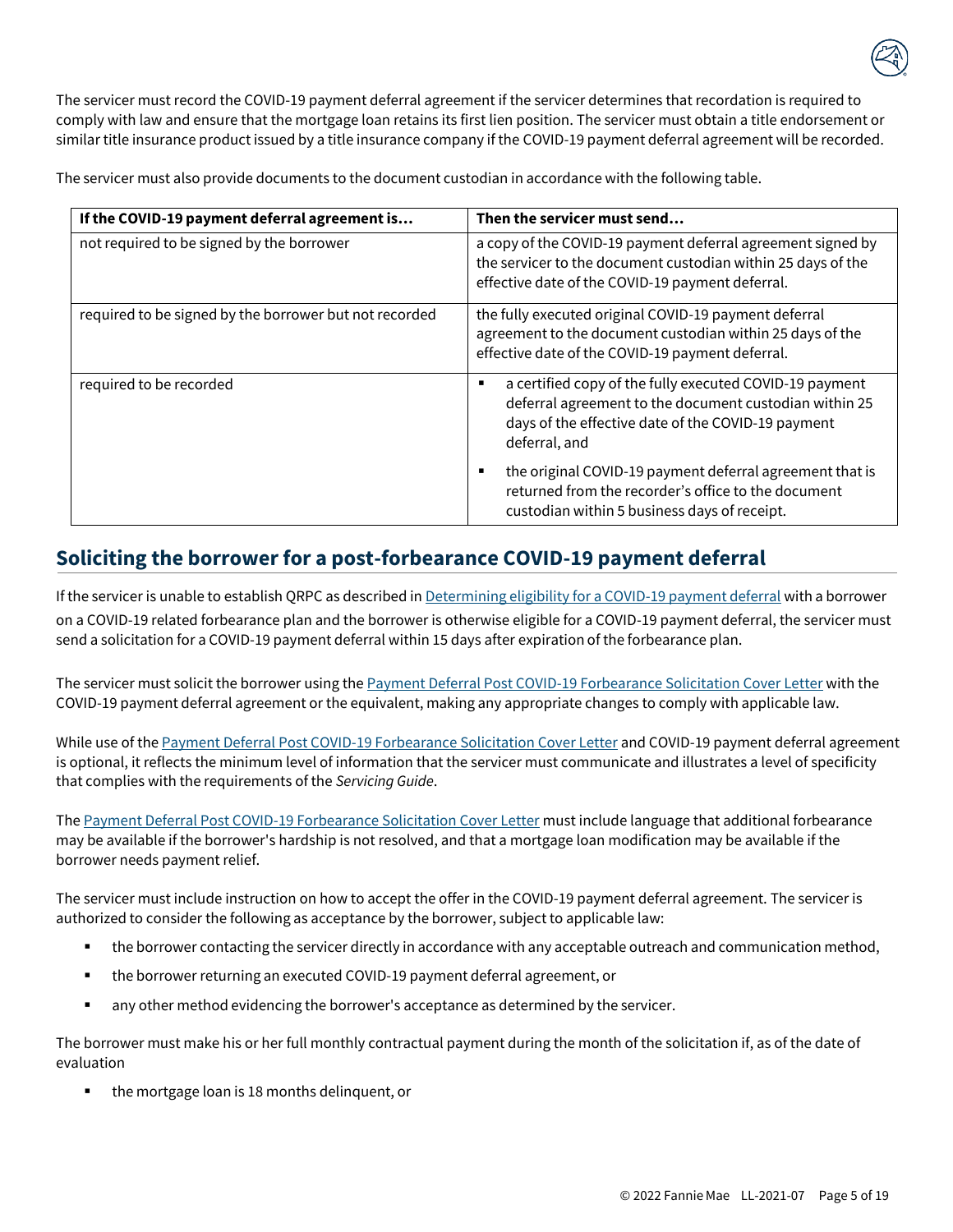The servicer must record the COVID-19 payment deferral agreement if the servicer determines that recordation is required to comply with law and ensure that the mortgage loan retains its first lien position. The servicer must obtain a title endorsement or similar title insurance product issued by a title insurance company if the COVID-19 payment deferral agreement will be recorded.

The servicer must also provide documents to the document custodian in accordance with the following table.

| If the COVID-19 payment deferral agreement is… | Then the servicer must send… |
|---|---|
| not required to be signed by the borrower | a copy of the COVID-19 payment deferral agreement signed by the servicer to the document custodian within 25 days of the effective date of the COVID-19 payment deferral. |
| required to be signed by the borrower but not recorded | the fully executed original COVID-19 payment deferral agreement to the document custodian within 25 days of the effective date of the COVID-19 payment deferral. |
| required to be recorded | ▪ a certified copy of the fully executed COVID-19 payment deferral agreement to the document custodian within 25 days of the effective date of the COVID-19 payment deferral, and<br>▪ the original COVID-19 payment deferral agreement that is returned from the recorder's office to the document custodian within 5 business days of receipt. |

## Soliciting the borrower for a post-forbearance COVID-19 payment deferral

If the servicer is unable to establish QRPC as described in Determining eligibility for a COVID-19 payment deferral with a borrower on a COVID-19 related forbearance plan and the borrower is otherwise eligible for a COVID-19 payment deferral, the servicer must send a solicitation for a COVID-19 payment deferral within 15 days after expiration of the forbearance plan.

The servicer must solicit the borrower using the Payment Deferral Post COVID-19 Forbearance Solicitation Cover Letter with the COVID-19 payment deferral agreement or the equivalent, making any appropriate changes to comply with applicable law.

While use of the Payment Deferral Post COVID-19 Forbearance Solicitation Cover Letter and COVID-19 payment deferral agreement is optional, it reflects the minimum level of information that the servicer must communicate and illustrates a level of specificity that complies with the requirements of the *Servicing Guide*.

The Payment Deferral Post COVID-19 Forbearance Solicitation Cover Letter must include language that additional forbearance may be available if the borrower's hardship is not resolved, and that a mortgage loan modification may be available if the borrower needs payment relief.

The servicer must include instruction on how to accept the offer in the COVID-19 payment deferral agreement. The servicer is authorized to consider the following as acceptance by the borrower, subject to applicable law:

- the borrower contacting the servicer directly in accordance with any acceptable outreach and communication method,
- the borrower returning an executed COVID-19 payment deferral agreement, or
- any other method evidencing the borrower's acceptance as determined by the servicer.

The borrower must make his or her full monthly contractual payment during the month of the solicitation if, as of the date of evaluation

- the mortgage loan is 18 months delinquent, or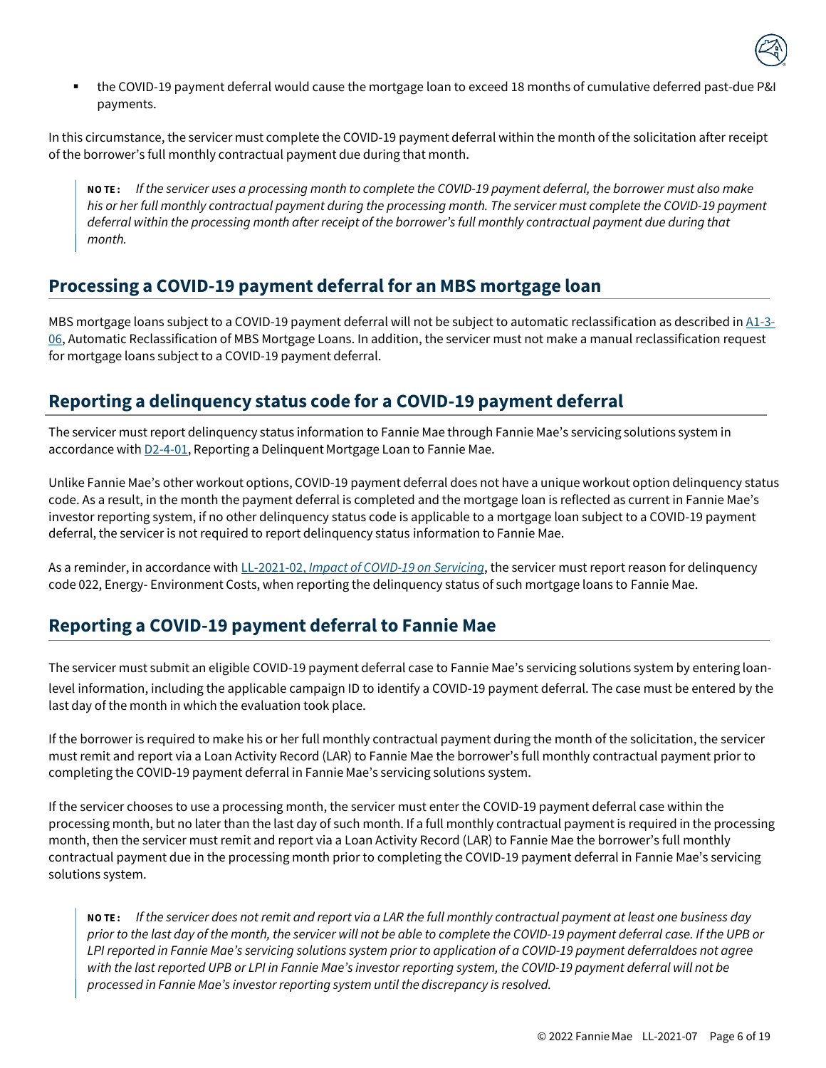- the COVID-19 payment deferral would cause the mortgage loan to exceed 18 months of cumulative deferred past-due P&I payments.

In this circumstance, the servicer must complete the COVID-19 payment deferral within the month of the solicitation after receipt of the borrower's full monthly contractual payment due during that month.

> **NOTE:** *If the servicer uses a processing month to complete the COVID-19 payment deferral, the borrower must also make his or her full monthly contractual payment during the processing month. The servicer must complete the COVID-19 payment deferral within the processing month after receipt of the borrower's full monthly contractual payment due during that month.*

## Processing a COVID-19 payment deferral for an MBS mortgage loan

MBS mortgage loans subject to a COVID-19 payment deferral will not be subject to automatic reclassification as described in A1-3-06, Automatic Reclassification of MBS Mortgage Loans. In addition, the servicer must not make a manual reclassification request for mortgage loans subject to a COVID-19 payment deferral.

## Reporting a delinquency status code for a COVID-19 payment deferral

The servicer must report delinquency status information to Fannie Mae through Fannie Mae's servicing solutions system in accordance with D2-4-01, Reporting a Delinquent Mortgage Loan to Fannie Mae.

Unlike Fannie Mae's other workout options, COVID-19 payment deferral does not have a unique workout option delinquency status code. As a result, in the month the payment deferral is completed and the mortgage loan is reflected as current in Fannie Mae's investor reporting system, if no other delinquency status code is applicable to a mortgage loan subject to a COVID-19 payment deferral, the servicer is not required to report delinquency status information to Fannie Mae.

As a reminder, in accordance with LL-2021-02, *Impact of COVID-19 on Servicing*, the servicer must report reason for delinquency code 022, Energy- Environment Costs, when reporting the delinquency status of such mortgage loans to Fannie Mae.

## Reporting a COVID-19 payment deferral to Fannie Mae

The servicer must submit an eligible COVID-19 payment deferral case to Fannie Mae's servicing solutions system by entering loan-level information, including the applicable campaign ID to identify a COVID-19 payment deferral. The case must be entered by the last day of the month in which the evaluation took place.

If the borrower is required to make his or her full monthly contractual payment during the month of the solicitation, the servicer must remit and report via a Loan Activity Record (LAR) to Fannie Mae the borrower's full monthly contractual payment prior to completing the COVID-19 payment deferral in Fannie Mae's servicing solutions system.

If the servicer chooses to use a processing month, the servicer must enter the COVID-19 payment deferral case within the processing month, but no later than the last day of such month. If a full monthly contractual payment is required in the processing month, then the servicer must remit and report via a Loan Activity Record (LAR) to Fannie Mae the borrower's full monthly contractual payment due in the processing month prior to completing the COVID-19 payment deferral in Fannie Mae's servicing solutions system.

> **NOTE:** *If the servicer does not remit and report via a LAR the full monthly contractual payment at least one business day prior to the last day of the month, the servicer will not be able to complete the COVID-19 payment deferral case. If the UPB or LPI reported in Fannie Mae's servicing solutions system prior to application of a COVID-19 payment deferraldoes not agree with the last reported UPB or LPI in Fannie Mae's investor reporting system, the COVID-19 payment deferral will not be processed in Fannie Mae's investor reporting system until the discrepancy is resolved.*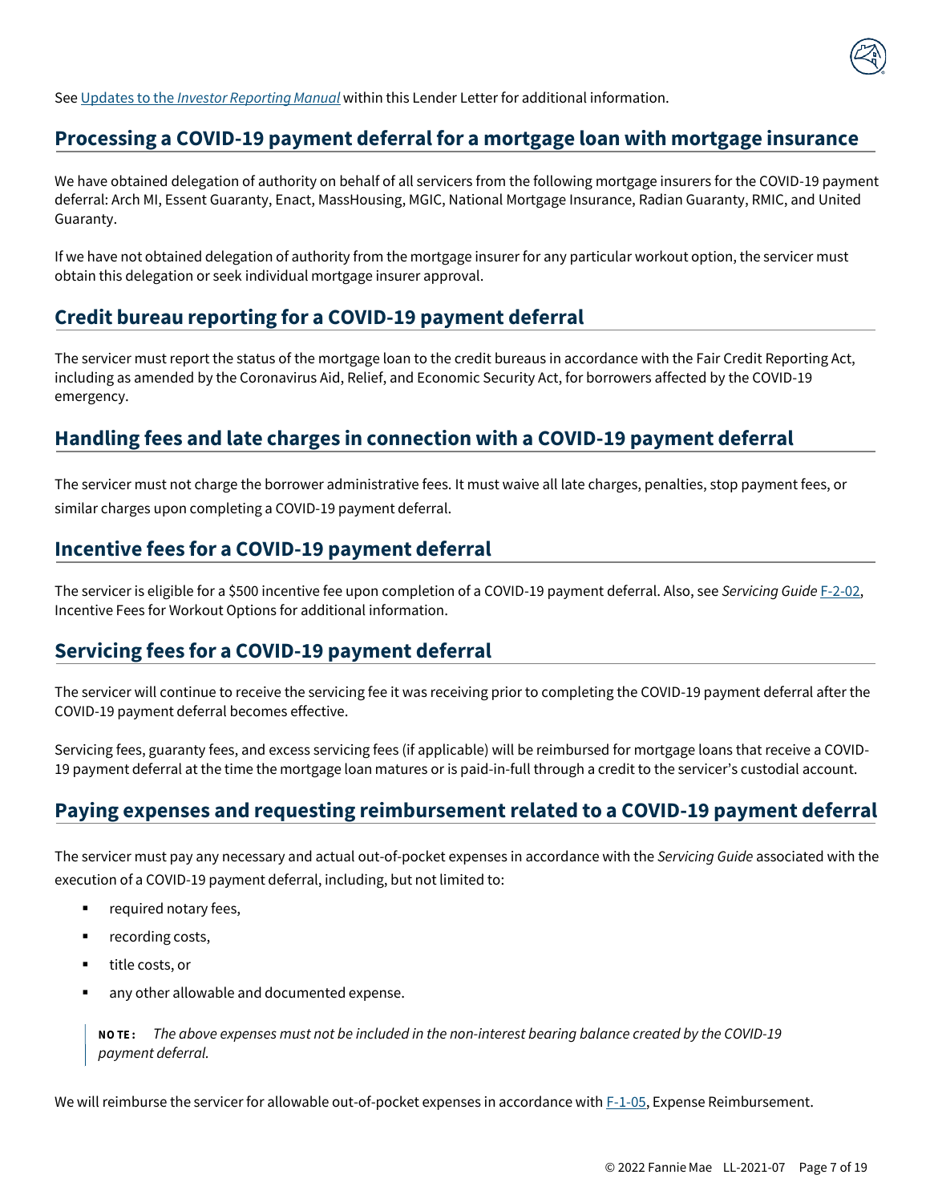See [Updates to the *Investor Reporting Manual*](#) within this Lender Letter for additional information.

## Processing a COVID-19 payment deferral for a mortgage loan with mortgage insurance

We have obtained delegation of authority on behalf of all servicers from the following mortgage insurers for the COVID-19 payment deferral: Arch MI, Essent Guaranty, Enact, MassHousing, MGIC, National Mortgage Insurance, Radian Guaranty, RMIC, and United Guaranty.

If we have not obtained delegation of authority from the mortgage insurer for any particular workout option, the servicer must obtain this delegation or seek individual mortgage insurer approval.

## Credit bureau reporting for a COVID-19 payment deferral

The servicer must report the status of the mortgage loan to the credit bureaus in accordance with the Fair Credit Reporting Act, including as amended by the Coronavirus Aid, Relief, and Economic Security Act, for borrowers affected by the COVID-19 emergency.

## Handling fees and late charges in connection with a COVID-19 payment deferral

The servicer must not charge the borrower administrative fees. It must waive all late charges, penalties, stop payment fees, or similar charges upon completing a COVID-19 payment deferral.

## Incentive fees for a COVID-19 payment deferral

The servicer is eligible for a $500 incentive fee upon completion of a COVID-19 payment deferral. Also, see *Servicing Guide* F-2-02, Incentive Fees for Workout Options for additional information.

## Servicing fees for a COVID-19 payment deferral

The servicer will continue to receive the servicing fee it was receiving prior to completing the COVID-19 payment deferral after the COVID-19 payment deferral becomes effective.

Servicing fees, guaranty fees, and excess servicing fees (if applicable) will be reimbursed for mortgage loans that receive a COVID-19 payment deferral at the time the mortgage loan matures or is paid-in-full through a credit to the servicer's custodial account.

## Paying expenses and requesting reimbursement related to a COVID-19 payment deferral

The servicer must pay any necessary and actual out-of-pocket expenses in accordance with the *Servicing Guide* associated with the execution of a COVID-19 payment deferral, including, but not limited to:

- required notary fees,
- recording costs,
- title costs, or
- any other allowable and documented expense.

> **NOTE:** *The above expenses must not be included in the non-interest bearing balance created by the COVID-19 payment deferral.*

We will reimburse the servicer for allowable out-of-pocket expenses in accordance with F-1-05, Expense Reimbursement.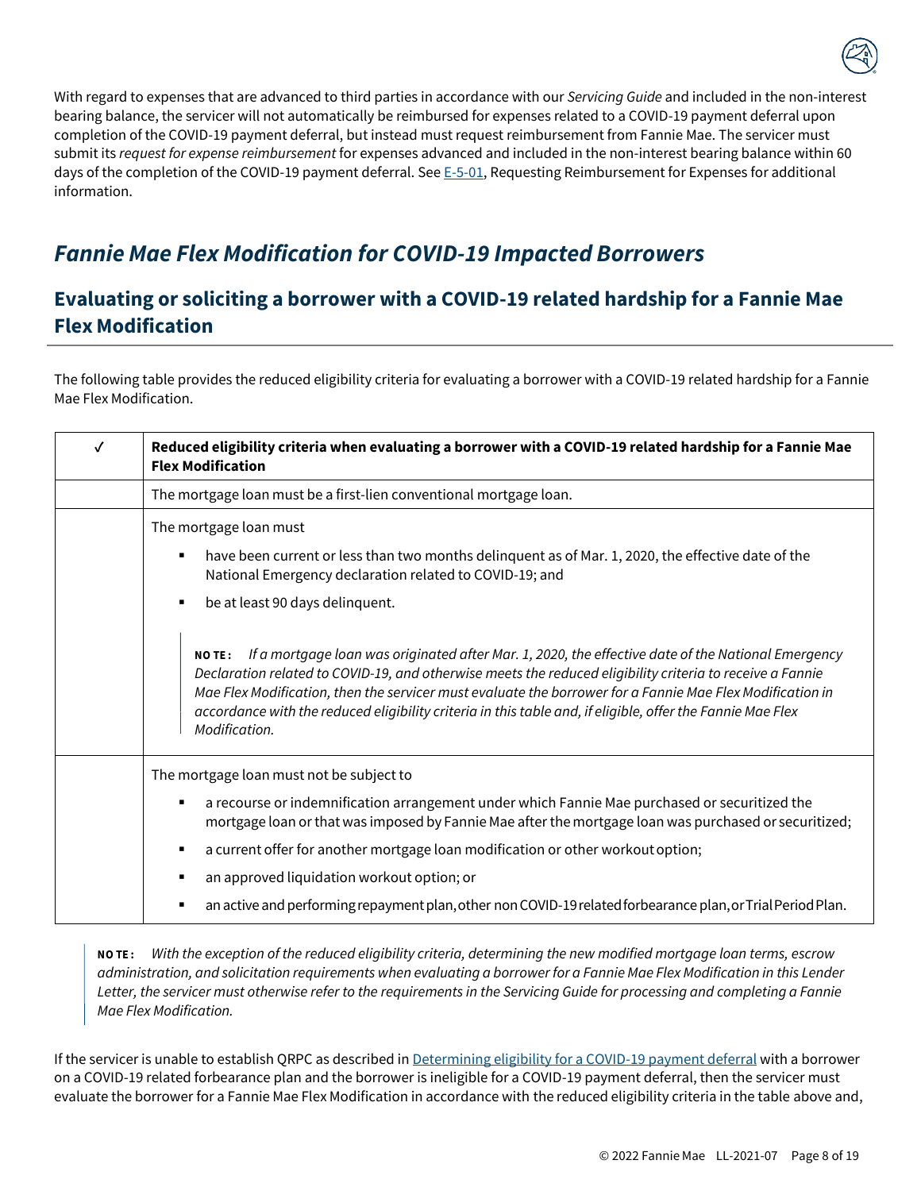With regard to expenses that are advanced to third parties in accordance with our *Servicing Guide* and included in the non-interest bearing balance, the servicer will not automatically be reimbursed for expenses related to a COVID-19 payment deferral upon completion of the COVID-19 payment deferral, but instead must request reimbursement from Fannie Mae. The servicer must submit its *request for expense reimbursement* for expenses advanced and included in the non-interest bearing balance within 60 days of the completion of the COVID-19 payment deferral. See E-5-01, Requesting Reimbursement for Expenses for additional information.

# *Fannie Mae Flex Modification for COVID-19 Impacted Borrowers*

## Evaluating or soliciting a borrower with a COVID-19 related hardship for a Fannie Mae Flex Modification

The following table provides the reduced eligibility criteria for evaluating a borrower with a COVID-19 related hardship for a Fannie Mae Flex Modification.

| ✓ | Reduced eligibility criteria when evaluating a borrower with a COVID-19 related hardship for a Fannie Mae Flex Modification |
|---|---|
| | The mortgage loan must be a first-lien conventional mortgage loan. |
| | The mortgage loan must<br>▪ have been current or less than two months delinquent as of Mar. 1, 2020, the effective date of the National Emergency declaration related to COVID-19; and<br>▪ be at least 90 days delinquent.<br>**NOTE:** *If a mortgage loan was originated after Mar. 1, 2020, the effective date of the National Emergency Declaration related to COVID-19, and otherwise meets the reduced eligibility criteria to receive a Fannie Mae Flex Modification, then the servicer must evaluate the borrower for a Fannie Mae Flex Modification in accordance with the reduced eligibility criteria in this table and, if eligible, offer the Fannie Mae Flex Modification.* |
| | The mortgage loan must not be subject to<br>▪ a recourse or indemnification arrangement under which Fannie Mae purchased or securitized the mortgage loan or that was imposed by Fannie Mae after the mortgage loan was purchased or securitized;<br>▪ a current offer for another mortgage loan modification or other workout option;<br>▪ an approved liquidation workout option; or<br>▪ an active and performing repayment plan, other non COVID-19 related forbearance plan, or Trial Period Plan. |

> **NOTE:** *With the exception of the reduced eligibility criteria, determining the new modified mortgage loan terms, escrow administration, and solicitation requirements when evaluating a borrower for a Fannie Mae Flex Modification in this Lender Letter, the servicer must otherwise refer to the requirements in the Servicing Guide for processing and completing a Fannie Mae Flex Modification.*

If the servicer is unable to establish QRPC as described in Determining eligibility for a COVID-19 payment deferral with a borrower on a COVID-19 related forbearance plan and the borrower is ineligible for a COVID-19 payment deferral, then the servicer must evaluate the borrower for a Fannie Mae Flex Modification in accordance with the reduced eligibility criteria in the table above and,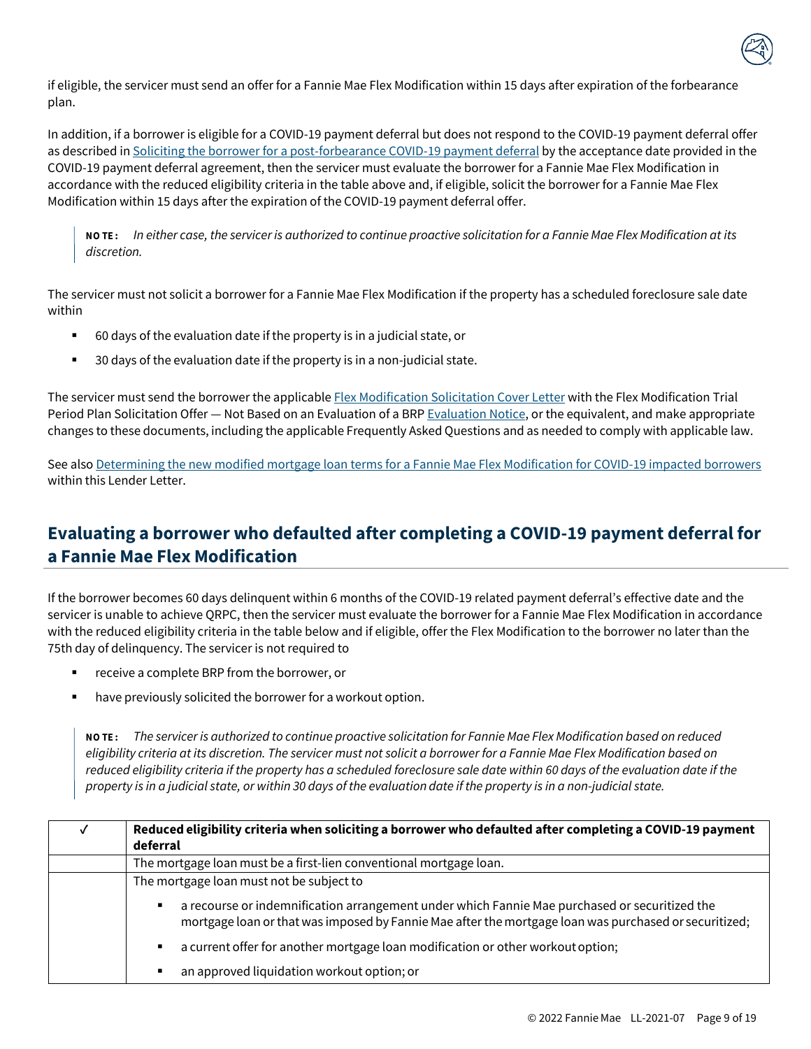if eligible, the servicer must send an offer for a Fannie Mae Flex Modification within 15 days after expiration of the forbearance plan.

In addition, if a borrower is eligible for a COVID-19 payment deferral but does not respond to the COVID-19 payment deferral offer as described in Soliciting the borrower for a post-forbearance COVID-19 payment deferral by the acceptance date provided in the COVID-19 payment deferral agreement, then the servicer must evaluate the borrower for a Fannie Mae Flex Modification in accordance with the reduced eligibility criteria in the table above and, if eligible, solicit the borrower for a Fannie Mae Flex Modification within 15 days after the expiration of the COVID-19 payment deferral offer.

> **NOTE:** *In either case, the servicer is authorized to continue proactive solicitation for a Fannie Mae Flex Modification at its discretion.*

The servicer must not solicit a borrower for a Fannie Mae Flex Modification if the property has a scheduled foreclosure sale date within

- 60 days of the evaluation date if the property is in a judicial state, or
- 30 days of the evaluation date if the property is in a non-judicial state.

The servicer must send the borrower the applicable Flex Modification Solicitation Cover Letter with the Flex Modification Trial Period Plan Solicitation Offer — Not Based on an Evaluation of a BRP Evaluation Notice, or the equivalent, and make appropriate changes to these documents, including the applicable Frequently Asked Questions and as needed to comply with applicable law.

See also Determining the new modified mortgage loan terms for a Fannie Mae Flex Modification for COVID-19 impacted borrowers within this Lender Letter.

## Evaluating a borrower who defaulted after completing a COVID-19 payment deferral for a Fannie Mae Flex Modification

If the borrower becomes 60 days delinquent within 6 months of the COVID-19 related payment deferral's effective date and the servicer is unable to achieve QRPC, then the servicer must evaluate the borrower for a Fannie Mae Flex Modification in accordance with the reduced eligibility criteria in the table below and if eligible, offer the Flex Modification to the borrower no later than the 75th day of delinquency. The servicer is not required to

- receive a complete BRP from the borrower, or
- have previously solicited the borrower for a workout option.

> **NOTE:** *The servicer is authorized to continue proactive solicitation for Fannie Mae Flex Modification based on reduced eligibility criteria at its discretion. The servicer must not solicit a borrower for a Fannie Mae Flex Modification based on reduced eligibility criteria if the property has a scheduled foreclosure sale date within 60 days of the evaluation date if the property is in a judicial state, or within 30 days of the evaluation date if the property is in a non-judicial state.*

| ✓ | **Reduced eligibility criteria when soliciting a borrower who defaulted after completing a COVID-19 payment deferral** |
|---|---|
| | The mortgage loan must be a first-lien conventional mortgage loan. |
| | The mortgage loan must not be subject to <br>▪ a recourse or indemnification arrangement under which Fannie Mae purchased or securitized the mortgage loan or that was imposed by Fannie Mae after the mortgage loan was purchased or securitized; <br>▪ a current offer for another mortgage loan modification or other workout option; <br>▪ an approved liquidation workout option; or |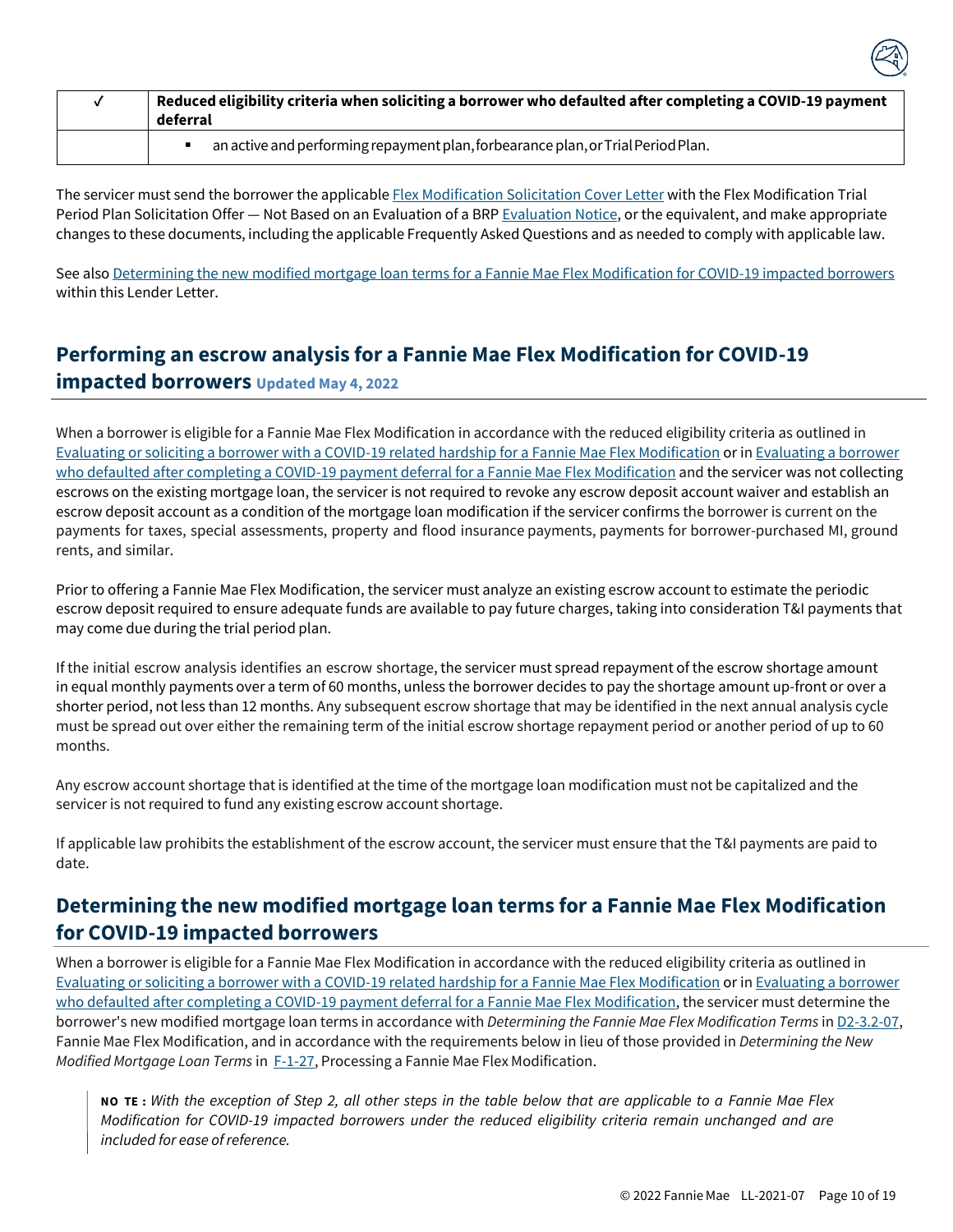| ✓ | Reduced eligibility criteria when soliciting a borrower who defaulted after completing a COVID-19 payment deferral |
| --- | --- |
| | ▪ an active and performing repayment plan, forbearance plan, or Trial Period Plan. |

The servicer must send the borrower the applicable Flex Modification Solicitation Cover Letter with the Flex Modification Trial Period Plan Solicitation Offer — Not Based on an Evaluation of a BRP Evaluation Notice, or the equivalent, and make appropriate changes to these documents, including the applicable Frequently Asked Questions and as needed to comply with applicable law.

See also Determining the new modified mortgage loan terms for a Fannie Mae Flex Modification for COVID-19 impacted borrowers within this Lender Letter.

## Performing an escrow analysis for a Fannie Mae Flex Modification for COVID-19 impacted borrowers Updated May 4, 2022

When a borrower is eligible for a Fannie Mae Flex Modification in accordance with the reduced eligibility criteria as outlined in Evaluating or soliciting a borrower with a COVID-19 related hardship for a Fannie Mae Flex Modification or in Evaluating a borrower who defaulted after completing a COVID-19 payment deferral for a Fannie Mae Flex Modification and the servicer was not collecting escrows on the existing mortgage loan, the servicer is not required to revoke any escrow deposit account waiver and establish an escrow deposit account as a condition of the mortgage loan modification if the servicer confirms the borrower is current on the payments for taxes, special assessments, property and flood insurance payments, payments for borrower-purchased MI, ground rents, and similar.

Prior to offering a Fannie Mae Flex Modification, the servicer must analyze an existing escrow account to estimate the periodic escrow deposit required to ensure adequate funds are available to pay future charges, taking into consideration T&I payments that may come due during the trial period plan.

If the initial escrow analysis identifies an escrow shortage, the servicer must spread repayment of the escrow shortage amount in equal monthly payments over a term of 60 months, unless the borrower decides to pay the shortage amount up-front or over a shorter period, not less than 12 months. Any subsequent escrow shortage that may be identified in the next annual analysis cycle must be spread out over either the remaining term of the initial escrow shortage repayment period or another period of up to 60 months.

Any escrow account shortage that is identified at the time of the mortgage loan modification must not be capitalized and the servicer is not required to fund any existing escrow account shortage.

If applicable law prohibits the establishment of the escrow account, the servicer must ensure that the T&I payments are paid to date.

## Determining the new modified mortgage loan terms for a Fannie Mae Flex Modification for COVID-19 impacted borrowers

When a borrower is eligible for a Fannie Mae Flex Modification in accordance with the reduced eligibility criteria as outlined in Evaluating or soliciting a borrower with a COVID-19 related hardship for a Fannie Mae Flex Modification or in Evaluating a borrower who defaulted after completing a COVID-19 payment deferral for a Fannie Mae Flex Modification, the servicer must determine the borrower's new modified mortgage loan terms in accordance with *Determining the Fannie Mae Flex Modification Terms* in D2-3.2-07, Fannie Mae Flex Modification, and in accordance with the requirements below in lieu of those provided in *Determining the New Modified Mortgage Loan Terms* in F-1-27, Processing a Fannie Mae Flex Modification.

> **NOTE:** *With the exception of Step 2, all other steps in the table below that are applicable to a Fannie Mae Flex Modification for COVID-19 impacted borrowers under the reduced eligibility criteria remain unchanged and are included for ease of reference.*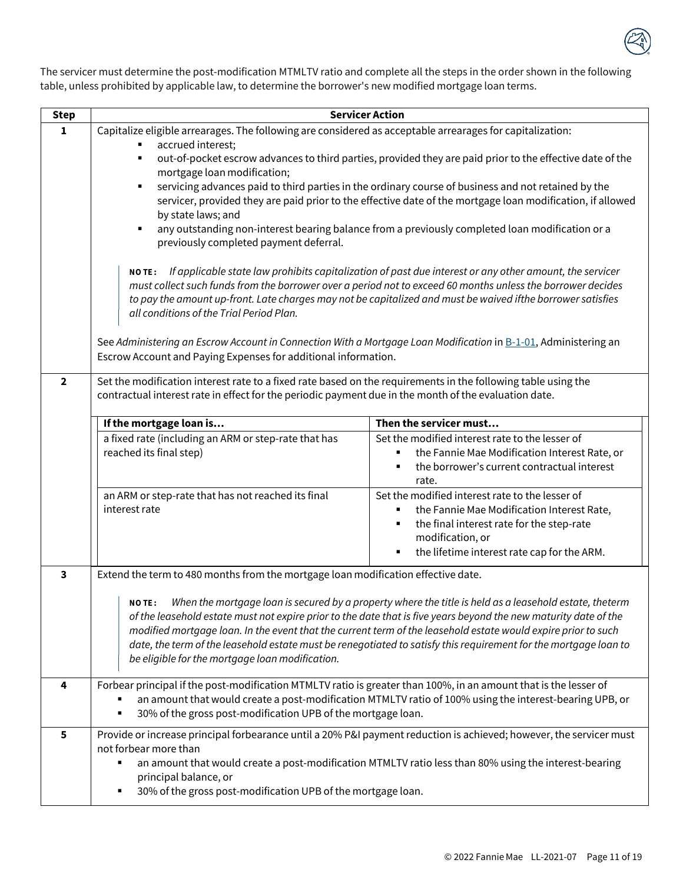The servicer must determine the post-modification MTMLTV ratio and complete all the steps in the order shown in the following table, unless prohibited by applicable law, to determine the borrower's new modified mortgage loan terms.

<table>
<tr><th>Step</th><th>Servicer Action</th></tr>
<tr><td>1</td><td>Capitalize eligible arrearages. The following are considered as acceptable arrearages for capitalization:
<ul>
<li>accrued interest;</li>
<li>out-of-pocket escrow advances to third parties, provided they are paid prior to the effective date of the mortgage loan modification;</li>
<li>servicing advances paid to third parties in the ordinary course of business and not retained by the servicer, provided they are paid prior to the effective date of the mortgage loan modification, if allowed by state laws; and</li>
<li>any outstanding non-interest bearing balance from a previously completed loan modification or a previously completed payment deferral.</li>
</ul>
<b>NOTE:</b> <i>If applicable state law prohibits capitalization of past due interest or any other amount, the servicer must collect such funds from the borrower over a period not to exceed 60 months unless the borrower decides to pay the amount up-front. Late charges may not be capitalized and must be waived ifthe borrower satisfies all conditions of the Trial Period Plan.</i><br><br>
See <i>Administering an Escrow Account in Connection With a Mortgage Loan Modification</i> in B-1-01, Administering an Escrow Account and Paying Expenses for additional information.</td></tr>
<tr><td>2</td><td>Set the modification interest rate to a fixed rate based on the requirements in the following table using the contractual interest rate in effect for the periodic payment due in the month of the evaluation date.
<table>
<tr><th>If the mortgage loan is…</th><th>Then the servicer must…</th></tr>
<tr><td>a fixed rate (including an ARM or step-rate that has reached its final step)</td><td>Set the modified interest rate to the lesser of
<ul>
<li>the Fannie Mae Modification Interest Rate, or</li>
<li>the borrower's current contractual interest rate.</li>
</ul></td></tr>
<tr><td>an ARM or step-rate that has not reached its final interest rate</td><td>Set the modified interest rate to the lesser of
<ul>
<li>the Fannie Mae Modification Interest Rate,</li>
<li>the final interest rate for the step-rate modification, or</li>
<li>the lifetime interest rate cap for the ARM.</li>
</ul></td></tr>
</table></td></tr>
<tr><td>3</td><td>Extend the term to 480 months from the mortgage loan modification effective date.<br><br>
<b>NOTE:</b> <i>When the mortgage loan is secured by a property where the title is held as a leasehold estate, theterm of the leasehold estate must not expire prior to the date that is five years beyond the new maturity date of the modified mortgage loan. In the event that the current term of the leasehold estate would expire prior to such date, the term of the leasehold estate must be renegotiated to satisfy this requirement for the mortgage loan to be eligible for the mortgage loan modification.</i></td></tr>
<tr><td>4</td><td>Forbear principal if the post-modification MTMLTV ratio is greater than 100%, in an amount that is the lesser of
<ul>
<li>an amount that would create a post-modification MTMLTV ratio of 100% using the interest-bearing UPB, or</li>
<li>30% of the gross post-modification UPB of the mortgage loan.</li>
</ul></td></tr>
<tr><td>5</td><td>Provide or increase principal forbearance until a 20% P&I payment reduction is achieved; however, the servicer must not forbear more than
<ul>
<li>an amount that would create a post-modification MTMLTV ratio less than 80% using the interest-bearing principal balance, or</li>
<li>30% of the gross post-modification UPB of the mortgage loan.</li>
</ul></td></tr>
</table>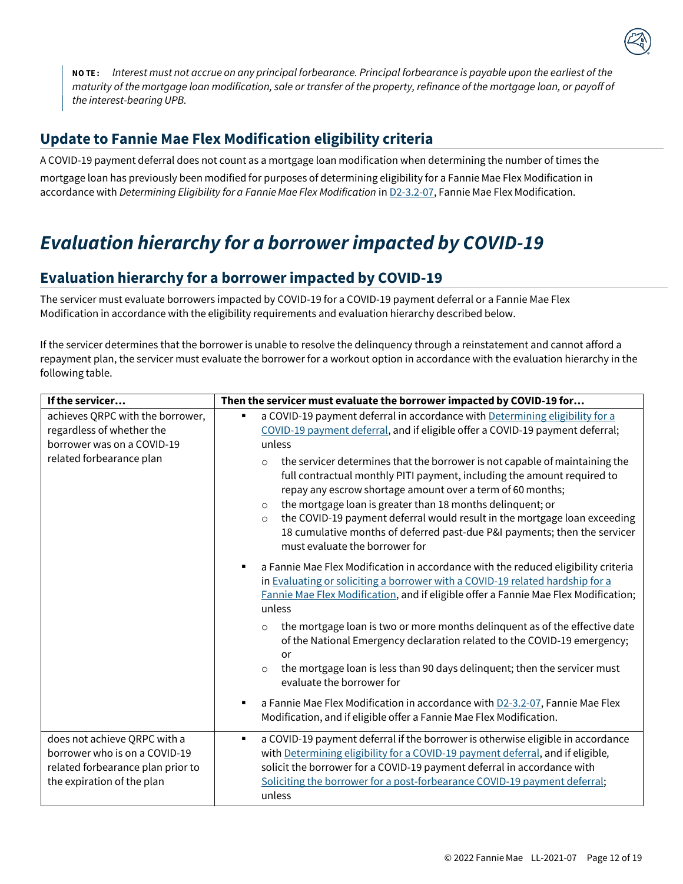> **NOTE:** *Interest must not accrue on any principal forbearance. Principal forbearance is payable upon the earliest of the maturity of the mortgage loan modification, sale or transfer of the property, refinance of the mortgage loan, or payoff of the interest-bearing UPB.*

## Update to Fannie Mae Flex Modification eligibility criteria

A COVID-19 payment deferral does not count as a mortgage loan modification when determining the number of times the mortgage loan has previously been modified for purposes of determining eligibility for a Fannie Mae Flex Modification in accordance with *Determining Eligibility for a Fannie Mae Flex Modification* in D2-3.2-07, Fannie Mae Flex Modification.

# *Evaluation hierarchy for a borrower impacted by COVID-19*

## Evaluation hierarchy for a borrower impacted by COVID-19

The servicer must evaluate borrowers impacted by COVID-19 for a COVID-19 payment deferral or a Fannie Mae Flex Modification in accordance with the eligibility requirements and evaluation hierarchy described below.

If the servicer determines that the borrower is unable to resolve the delinquency through a reinstatement and cannot afford a repayment plan, the servicer must evaluate the borrower for a workout option in accordance with the evaluation hierarchy in the following table.

| **If the servicer…** | **Then the servicer must evaluate the borrower impacted by COVID-19 for…** |
|---|---|
| achieves QRPC with the borrower, regardless of whether the borrower was on a COVID-19 related forbearance plan | ▪ a COVID-19 payment deferral in accordance with Determining eligibility for a COVID-19 payment deferral, and if eligible offer a COVID-19 payment deferral; unless<br>○ the servicer determines that the borrower is not capable of maintaining the full contractual monthly PITI payment, including the amount required to repay any escrow shortage amount over a term of 60 months;<br>○ the mortgage loan is greater than 18 months delinquent; or<br>○ the COVID-19 payment deferral would result in the mortgage loan exceeding 18 cumulative months of deferred past-due P&I payments; then the servicer must evaluate the borrower for<br>▪ a Fannie Mae Flex Modification in accordance with the reduced eligibility criteria in Evaluating or soliciting a borrower with a COVID-19 related hardship for a Fannie Mae Flex Modification, and if eligible offer a Fannie Mae Flex Modification; unless<br>○ the mortgage loan is two or more months delinquent as of the effective date of the National Emergency declaration related to the COVID-19 emergency; or<br>○ the mortgage loan is less than 90 days delinquent; then the servicer must evaluate the borrower for<br>▪ a Fannie Mae Flex Modification in accordance with D2-3.2-07, Fannie Mae Flex Modification, and if eligible offer a Fannie Mae Flex Modification. |
| does not achieve QRPC with a borrower who is on a COVID-19 related forbearance plan prior to the expiration of the plan | ▪ a COVID-19 payment deferral if the borrower is otherwise eligible in accordance with Determining eligibility for a COVID-19 payment deferral, and if eligible, solicit the borrower for a COVID-19 payment deferral in accordance with Soliciting the borrower for a post-forbearance COVID-19 payment deferral; unless |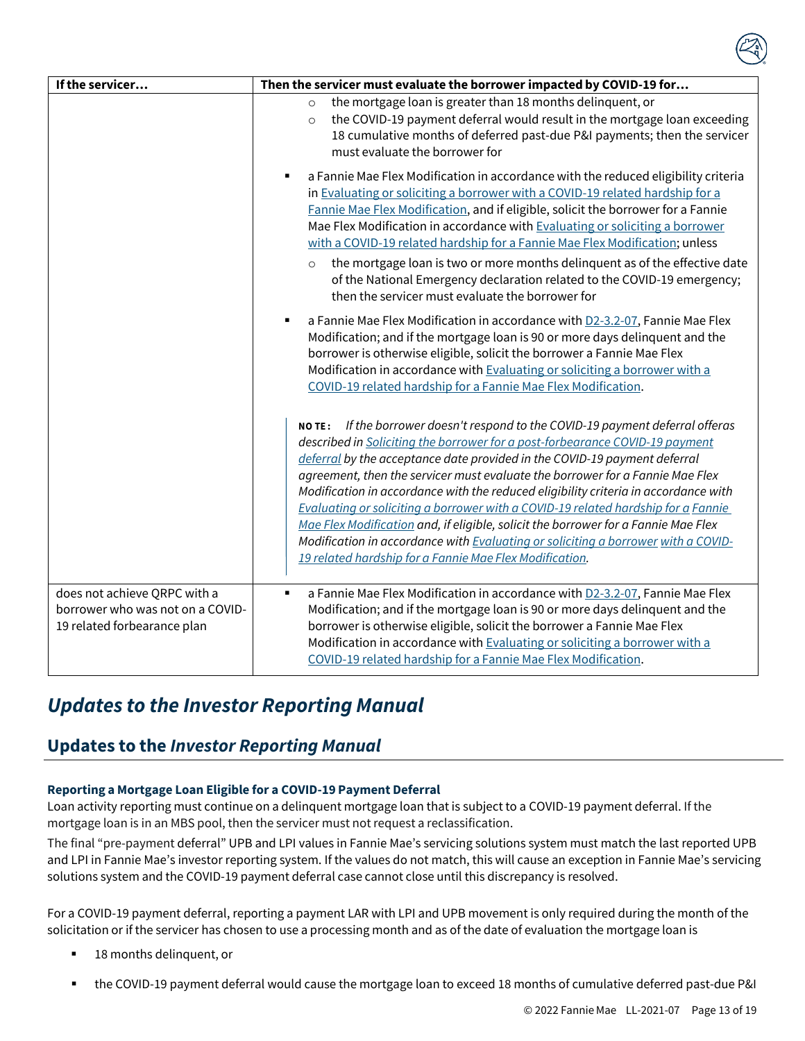| If the servicer… | Then the servicer must evaluate the borrower impacted by COVID-19 for… |
|---|---|
| | ○ the mortgage loan is greater than 18 months delinquent, or<br>○ the COVID-19 payment deferral would result in the mortgage loan exceeding 18 cumulative months of deferred past-due P&I payments; then the servicer must evaluate the borrower for<br><br>▪ a Fannie Mae Flex Modification in accordance with the reduced eligibility criteria in Evaluating or soliciting a borrower with a COVID-19 related hardship for a Fannie Mae Flex Modification, and if eligible, solicit the borrower for a Fannie Mae Flex Modification in accordance with Evaluating or soliciting a borrower with a COVID-19 related hardship for a Fannie Mae Flex Modification; unless<br>○ the mortgage loan is two or more months delinquent as of the effective date of the National Emergency declaration related to the COVID-19 emergency; then the servicer must evaluate the borrower for<br><br>▪ a Fannie Mae Flex Modification in accordance with D2-3.2-07, Fannie Mae Flex Modification; and if the mortgage loan is 90 or more days delinquent and the borrower is otherwise eligible, solicit the borrower a Fannie Mae Flex Modification in accordance with Evaluating or soliciting a borrower with a COVID-19 related hardship for a Fannie Mae Flex Modification.<br><br>**NOTE:** *If the borrower doesn't respond to the COVID-19 payment deferral offeras described in Soliciting the borrower for a post-forbearance COVID-19 payment deferral by the acceptance date provided in the COVID-19 payment deferral agreement, then the servicer must evaluate the borrower for a Fannie Mae Flex Modification in accordance with the reduced eligibility criteria in accordance with Evaluating or soliciting a borrower with a COVID-19 related hardship for a Fannie Mae Flex Modification and, if eligible, solicit the borrower for a Fannie Mae Flex Modification in accordance with Evaluating or soliciting a borrower with a COVID-19 related hardship for a Fannie Mae Flex Modification.* |
| does not achieve QRPC with a borrower who was not on a COVID-19 related forbearance plan | ▪ a Fannie Mae Flex Modification in accordance with D2-3.2-07, Fannie Mae Flex Modification; and if the mortgage loan is 90 or more days delinquent and the borrower is otherwise eligible, solicit the borrower a Fannie Mae Flex Modification in accordance with Evaluating or soliciting a borrower with a COVID-19 related hardship for a Fannie Mae Flex Modification. |

# *Updates to the Investor Reporting Manual*

## Updates to the *Investor Reporting Manual*

#### Reporting a Mortgage Loan Eligible for a COVID-19 Payment Deferral

Loan activity reporting must continue on a delinquent mortgage loan that is subject to a COVID-19 payment deferral. If the mortgage loan is in an MBS pool, then the servicer must not request a reclassification.

The final "pre-payment deferral" UPB and LPI values in Fannie Mae's servicing solutions system must match the last reported UPB and LPI in Fannie Mae's investor reporting system. If the values do not match, this will cause an exception in Fannie Mae's servicing solutions system and the COVID-19 payment deferral case cannot close until this discrepancy is resolved.

For a COVID-19 payment deferral, reporting a payment LAR with LPI and UPB movement is only required during the month of the solicitation or if the servicer has chosen to use a processing month and as of the date of evaluation the mortgage loan is

- 18 months delinquent, or
- the COVID-19 payment deferral would cause the mortgage loan to exceed 18 months of cumulative deferred past-due P&I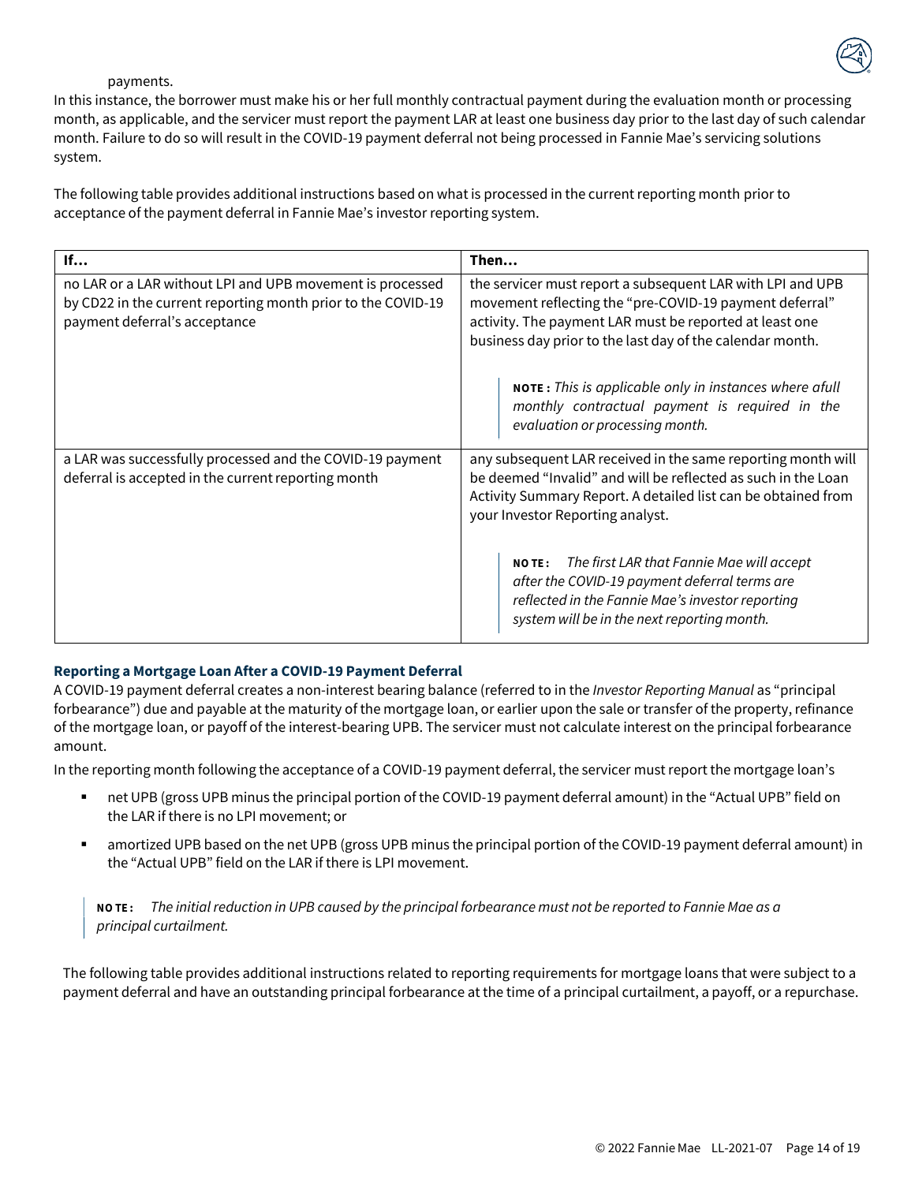payments.

In this instance, the borrower must make his or her full monthly contractual payment during the evaluation month or processing month, as applicable, and the servicer must report the payment LAR at least one business day prior to the last day of such calendar month. Failure to do so will result in the COVID-19 payment deferral not being processed in Fannie Mae's servicing solutions system.

The following table provides additional instructions based on what is processed in the current reporting month prior to acceptance of the payment deferral in Fannie Mae's investor reporting system.

| If… | Then… |
|---|---|
| no LAR or a LAR without LPI and UPB movement is processed by CD22 in the current reporting month prior to the COVID-19 payment deferral's acceptance | the servicer must report a subsequent LAR with LPI and UPB movement reflecting the "pre-COVID-19 payment deferral" activity. The payment LAR must be reported at least one business day prior to the last day of the calendar month.<br><br>**NOTE:** *This is applicable only in instances where afull monthly contractual payment is required in the evaluation or processing month.* |
| a LAR was successfully processed and the COVID-19 payment deferral is accepted in the current reporting month | any subsequent LAR received in the same reporting month will be deemed "Invalid" and will be reflected as such in the Loan Activity Summary Report. A detailed list can be obtained from your Investor Reporting analyst.<br><br>**NOTE:** *The first LAR that Fannie Mae will accept after the COVID-19 payment deferral terms are reflected in the Fannie Mae's investor reporting system will be in the next reporting month.* |

#### Reporting a Mortgage Loan After a COVID-19 Payment Deferral

A COVID-19 payment deferral creates a non-interest bearing balance (referred to in the *Investor Reporting Manual* as "principal forbearance") due and payable at the maturity of the mortgage loan, or earlier upon the sale or transfer of the property, refinance of the mortgage loan, or payoff of the interest-bearing UPB. The servicer must not calculate interest on the principal forbearance amount.

In the reporting month following the acceptance of a COVID-19 payment deferral, the servicer must report the mortgage loan's

- net UPB (gross UPB minus the principal portion of the COVID-19 payment deferral amount) in the "Actual UPB" field on the LAR if there is no LPI movement; or
- amortized UPB based on the net UPB (gross UPB minus the principal portion of the COVID-19 payment deferral amount) in the "Actual UPB" field on the LAR if there is LPI movement.

> **NOTE:** *The initial reduction in UPB caused by the principal forbearance must not be reported to Fannie Mae as a principal curtailment.*

The following table provides additional instructions related to reporting requirements for mortgage loans that were subject to a payment deferral and have an outstanding principal forbearance at the time of a principal curtailment, a payoff, or a repurchase.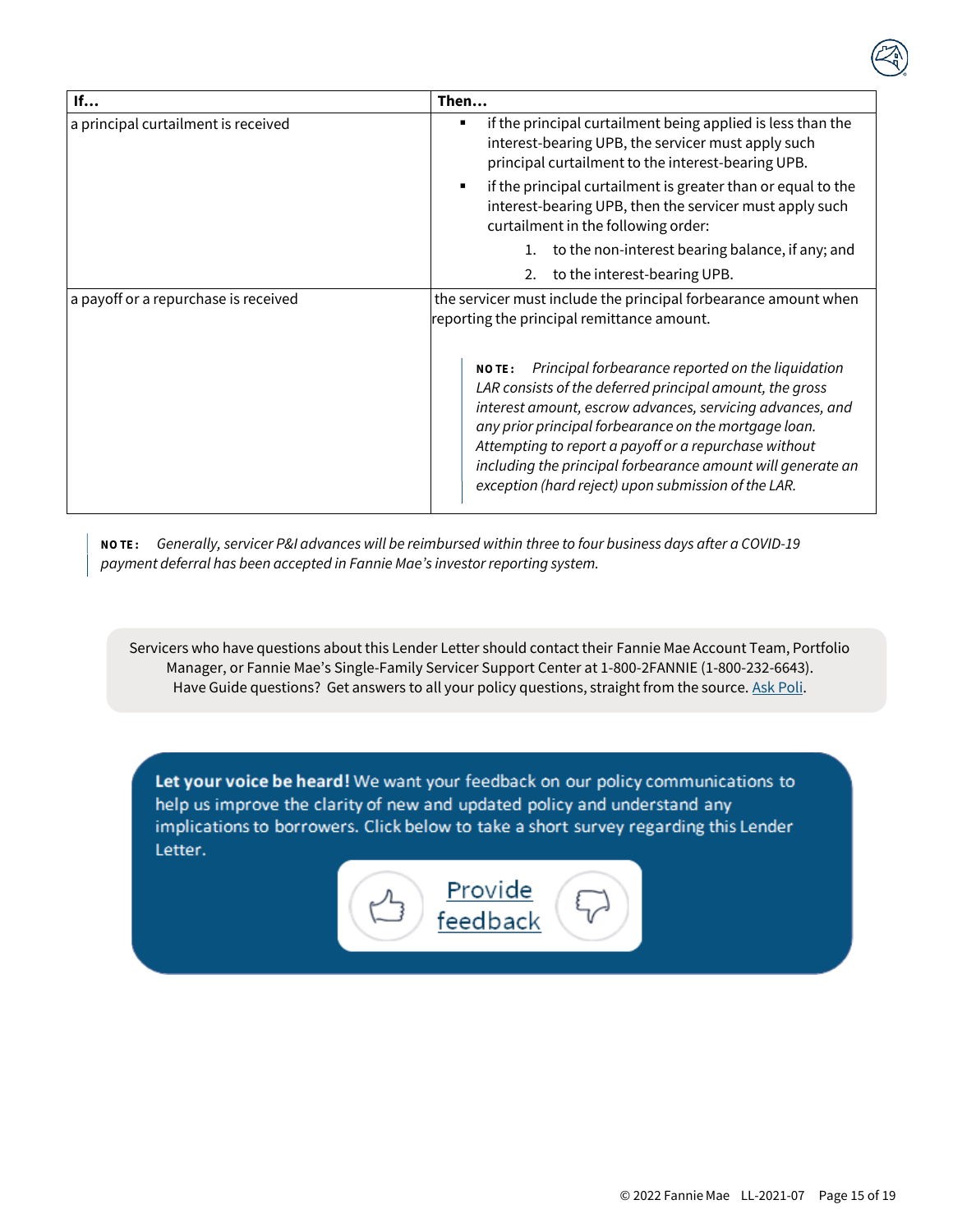| If… | Then… |
|---|---|
| a principal curtailment is received | ▪ if the principal curtailment being applied is less than the interest-bearing UPB, the servicer must apply such principal curtailment to the interest-bearing UPB.<br>▪ if the principal curtailment is greater than or equal to the interest-bearing UPB, then the servicer must apply such curtailment in the following order:<br>1. to the non-interest bearing balance, if any; and<br>2. to the interest-bearing UPB. |
| a payoff or a repurchase is received | the servicer must include the principal forbearance amount when reporting the principal remittance amount.<br><br>**NOTE:** *Principal forbearance reported on the liquidation LAR consists of the deferred principal amount, the gross interest amount, escrow advances, servicing advances, and any prior principal forbearance on the mortgage loan. Attempting to report a payoff or a repurchase without including the principal forbearance amount will generate an exception (hard reject) upon submission of the LAR.* |

**NOTE:** *Generally, servicer P&I advances will be reimbursed within three to four business days after a COVID-19 payment deferral has been accepted in Fannie Mae's investor reporting system.*

Servicers who have questions about this Lender Letter should contact their Fannie Mae Account Team, Portfolio Manager, or Fannie Mae's Single-Family Servicer Support Center at 1-800-2FANNIE (1-800-232-6643). Have Guide questions? Get answers to all your policy questions, straight from the source. Ask Poli.

**Let your voice be heard!** We want your feedback on our policy communications to help us improve the clarity of new and updated policy and understand any implications to borrowers. Click below to take a short survey regarding this Lender Letter.

Provide feedback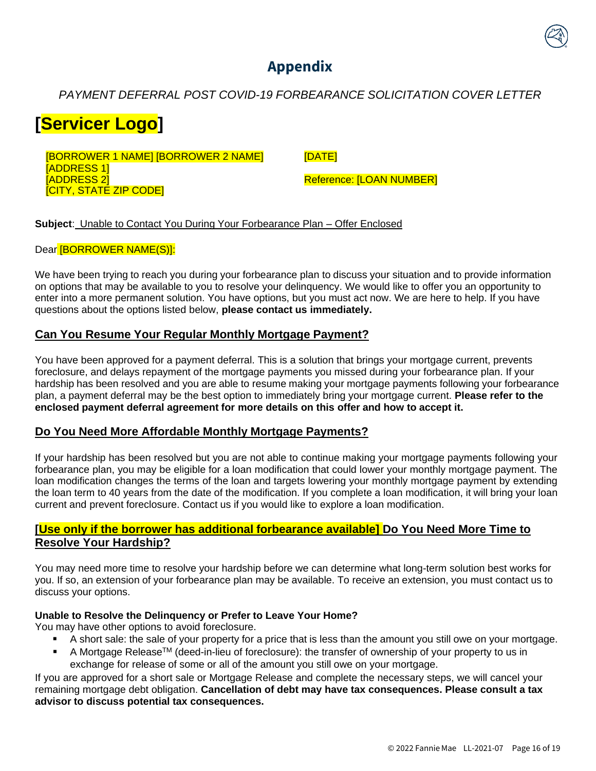# Appendix

*PAYMENT DEFERRAL POST COVID-19 FORBEARANCE SOLICITATION COVER LETTER*

# [Servicer Logo]

[BORROWER 1 NAME] [BORROWER 2 NAME]
[ADDRESS 1]
[ADDRESS 2]
[CITY, STATE ZIP CODE]

[DATE]

Reference: [LOAN NUMBER]

**Subject**: Unable to Contact You During Your Forbearance Plan – Offer Enclosed

Dear [BORROWER NAME(S)]:

We have been trying to reach you during your forbearance plan to discuss your situation and to provide information on options that may be available to you to resolve your delinquency. We would like to offer you an opportunity to enter into a more permanent solution. You have options, but you must act now. We are here to help. If you have questions about the options listed below, **please contact us immediately.**

## Can You Resume Your Regular Monthly Mortgage Payment?

You have been approved for a payment deferral. This is a solution that brings your mortgage current, prevents foreclosure, and delays repayment of the mortgage payments you missed during your forbearance plan. If your hardship has been resolved and you are able to resume making your mortgage payments following your forbearance plan, a payment deferral may be the best option to immediately bring your mortgage current. **Please refer to the enclosed payment deferral agreement for more details on this offer and how to accept it.**

## Do You Need More Affordable Monthly Mortgage Payments?

If your hardship has been resolved but you are not able to continue making your mortgage payments following your forbearance plan, you may be eligible for a loan modification that could lower your monthly mortgage payment. The loan modification changes the terms of the loan and targets lowering your monthly mortgage payment by extending the loan term to 40 years from the date of the modification. If you complete a loan modification, it will bring your loan current and prevent foreclosure. Contact us if you would like to explore a loan modification.

## [Use only if the borrower has additional forbearance available] Do You Need More Time to Resolve Your Hardship?

You may need more time to resolve your hardship before we can determine what long-term solution best works for you. If so, an extension of your forbearance plan may be available. To receive an extension, you must contact us to discuss your options.

**Unable to Resolve the Delinquency or Prefer to Leave Your Home?**
You may have other options to avoid foreclosure.

- A short sale: the sale of your property for a price that is less than the amount you still owe on your mortgage.
- A Mortgage Release™ (deed-in-lieu of foreclosure): the transfer of ownership of your property to us in exchange for release of some or all of the amount you still owe on your mortgage.

If you are approved for a short sale or Mortgage Release and complete the necessary steps, we will cancel your remaining mortgage debt obligation. **Cancellation of debt may have tax consequences. Please consult a tax advisor to discuss potential tax consequences.**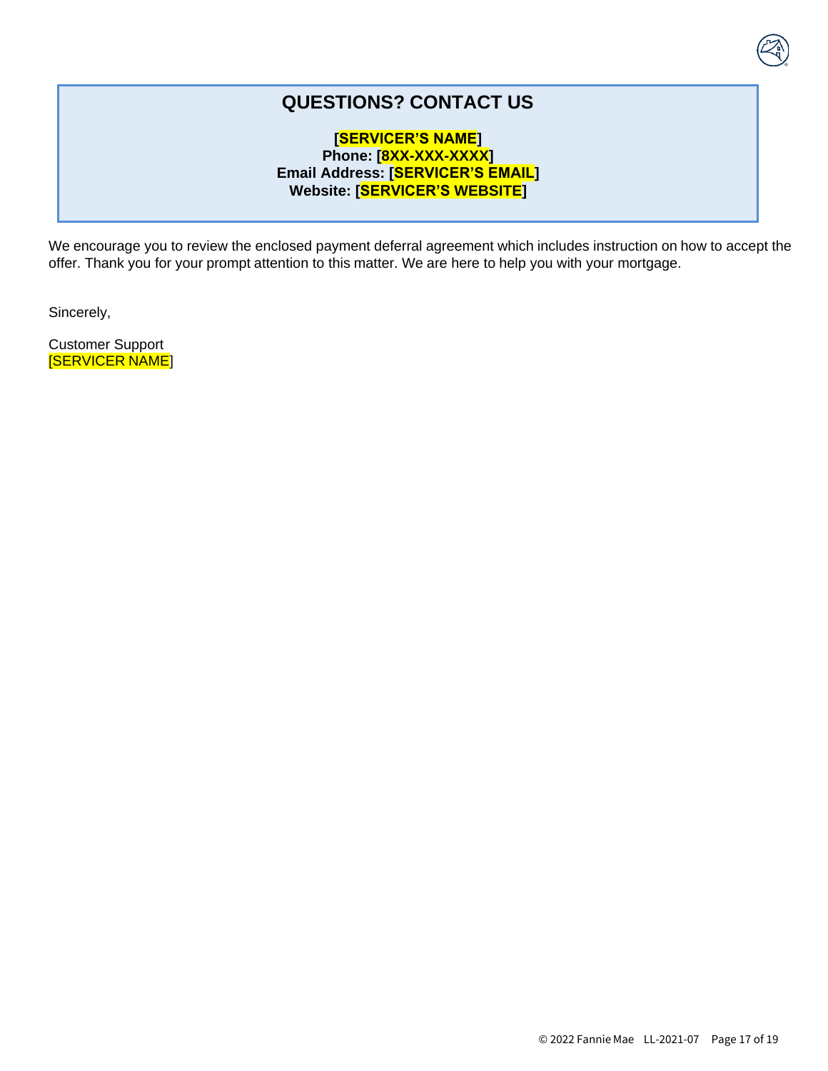## QUESTIONS? CONTACT US

**[SERVICER'S NAME]**
**Phone: [8XX-XXX-XXXX]**
**Email Address: [SERVICER'S EMAIL]**
**Website: [SERVICER'S WEBSITE]**

We encourage you to review the enclosed payment deferral agreement which includes instruction on how to accept the offer. Thank you for your prompt attention to this matter. We are here to help you with your mortgage.

Sincerely,

Customer Support
[SERVICER NAME]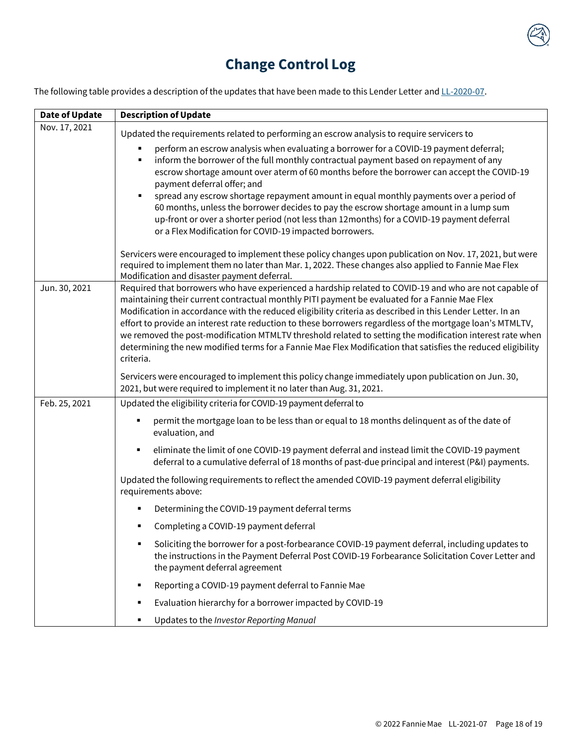# Change Control Log

The following table provides a description of the updates that have been made to this Lender Letter and LL-2020-07.

| Date of Update | Description of Update |
|---|---|
| Nov. 17, 2021 | Updated the requirements related to performing an escrow analysis to require servicers to<br>▪ perform an escrow analysis when evaluating a borrower for a COVID-19 payment deferral;<br>▪ inform the borrower of the full monthly contractual payment based on repayment of any escrow shortage amount over aterm of 60 months before the borrower can accept the COVID-19 payment deferral offer; and<br>▪ spread any escrow shortage repayment amount in equal monthly payments over a period of 60 months, unless the borrower decides to pay the escrow shortage amount in a lump sum up-front or over a shorter period (not less than 12months) for a COVID-19 payment deferral or a Flex Modification for COVID-19 impacted borrowers.<br><br>Servicers were encouraged to implement these policy changes upon publication on Nov. 17, 2021, but were required to implement them no later than Mar. 1, 2022. These changes also applied to Fannie Mae Flex Modification and disaster payment deferral. |
| Jun. 30, 2021 | Required that borrowers who have experienced a hardship related to COVID-19 and who are not capable of maintaining their current contractual monthly PITI payment be evaluated for a Fannie Mae Flex Modification in accordance with the reduced eligibility criteria as described in this Lender Letter. In an effort to provide an interest rate reduction to these borrowers regardless of the mortgage loan's MTMLTV, we removed the post-modification MTMLTV threshold related to setting the modification interest rate when determining the new modified terms for a Fannie Mae Flex Modification that satisfies the reduced eligibility criteria.<br><br>Servicers were encouraged to implement this policy change immediately upon publication on Jun. 30, 2021, but were required to implement it no later than Aug. 31, 2021. |
| Feb. 25, 2021 | Updated the eligibility criteria for COVID-19 payment deferral to<br>▪ permit the mortgage loan to be less than or equal to 18 months delinquent as of the date of evaluation, and<br>▪ eliminate the limit of one COVID-19 payment deferral and instead limit the COVID-19 payment deferral to a cumulative deferral of 18 months of past-due principal and interest (P&I) payments.<br><br>Updated the following requirements to reflect the amended COVID-19 payment deferral eligibility requirements above:<br>▪ Determining the COVID-19 payment deferral terms<br>▪ Completing a COVID-19 payment deferral<br>▪ Soliciting the borrower for a post-forbearance COVID-19 payment deferral, including updates to the instructions in the Payment Deferral Post COVID-19 Forbearance Solicitation Cover Letter and the payment deferral agreement<br>▪ Reporting a COVID-19 payment deferral to Fannie Mae<br>▪ Evaluation hierarchy for a borrower impacted by COVID-19<br>▪ Updates to the *Investor Reporting Manual* |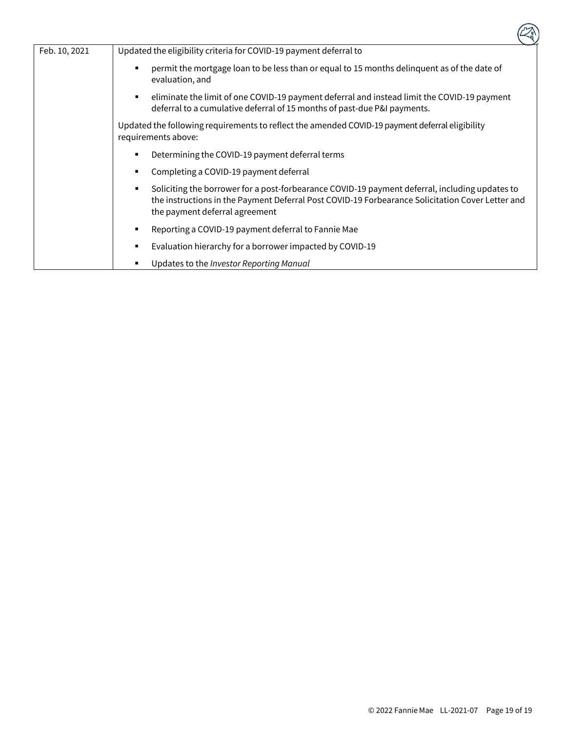| | |
|---|---|
| Feb. 10, 2021 | Updated the eligibility criteria for COVID-19 payment deferral to<br>▪ permit the mortgage loan to be less than or equal to 15 months delinquent as of the date of evaluation, and<br>▪ eliminate the limit of one COVID-19 payment deferral and instead limit the COVID-19 payment deferral to a cumulative deferral of 15 months of past-due P&I payments.<br><br>Updated the following requirements to reflect the amended COVID-19 payment deferral eligibility requirements above:<br>▪ Determining the COVID-19 payment deferral terms<br>▪ Completing a COVID-19 payment deferral<br>▪ Soliciting the borrower for a post-forbearance COVID-19 payment deferral, including updates to the instructions in the Payment Deferral Post COVID-19 Forbearance Solicitation Cover Letter and the payment deferral agreement<br>▪ Reporting a COVID-19 payment deferral to Fannie Mae<br>▪ Evaluation hierarchy for a borrower impacted by COVID-19<br>▪ Updates to the *Investor Reporting Manual* |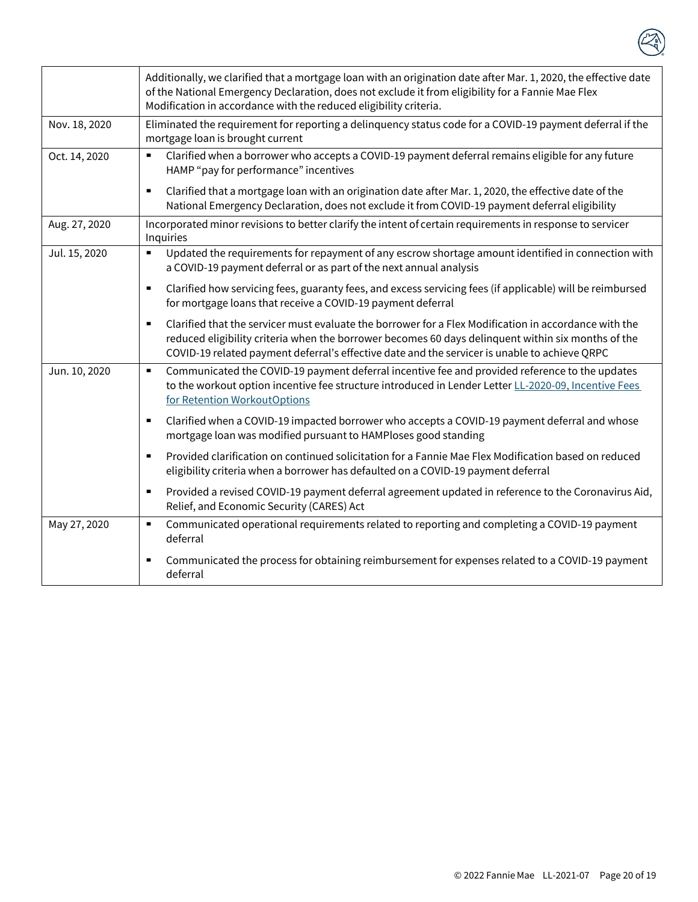| | |
|---|---|
| | Additionally, we clarified that a mortgage loan with an origination date after Mar. 1, 2020, the effective date of the National Emergency Declaration, does not exclude it from eligibility for a Fannie Mae Flex Modification in accordance with the reduced eligibility criteria. |
| Nov. 18, 2020 | Eliminated the requirement for reporting a delinquency status code for a COVID-19 payment deferral if the mortgage loan is brought current |
| Oct. 14, 2020 | ▪ Clarified when a borrower who accepts a COVID-19 payment deferral remains eligible for any future HAMP "pay for performance" incentives<br>▪ Clarified that a mortgage loan with an origination date after Mar. 1, 2020, the effective date of the National Emergency Declaration, does not exclude it from COVID-19 payment deferral eligibility |
| Aug. 27, 2020 | Incorporated minor revisions to better clarify the intent of certain requirements in response to servicer Inquiries |
| Jul. 15, 2020 | ▪ Updated the requirements for repayment of any escrow shortage amount identified in connection with a COVID-19 payment deferral or as part of the next annual analysis<br>▪ Clarified how servicing fees, guaranty fees, and excess servicing fees (if applicable) will be reimbursed for mortgage loans that receive a COVID-19 payment deferral<br>▪ Clarified that the servicer must evaluate the borrower for a Flex Modification in accordance with the reduced eligibility criteria when the borrower becomes 60 days delinquent within six months of the COVID-19 related payment deferral's effective date and the servicer is unable to achieve QRPC |
| Jun. 10, 2020 | ▪ Communicated the COVID-19 payment deferral incentive fee and provided reference to the updates to the workout option incentive fee structure introduced in Lender Letter LL-2020-09, Incentive Fees for Retention WorkoutOptions<br>▪ Clarified when a COVID-19 impacted borrower who accepts a COVID-19 payment deferral and whose mortgage loan was modified pursuant to HAMPloses good standing<br>▪ Provided clarification on continued solicitation for a Fannie Mae Flex Modification based on reduced eligibility criteria when a borrower has defaulted on a COVID-19 payment deferral<br>▪ Provided a revised COVID-19 payment deferral agreement updated in reference to the Coronavirus Aid, Relief, and Economic Security (CARES) Act |
| May 27, 2020 | ▪ Communicated operational requirements related to reporting and completing a COVID-19 payment deferral<br>▪ Communicated the process for obtaining reimbursement for expenses related to a COVID-19 payment deferral |